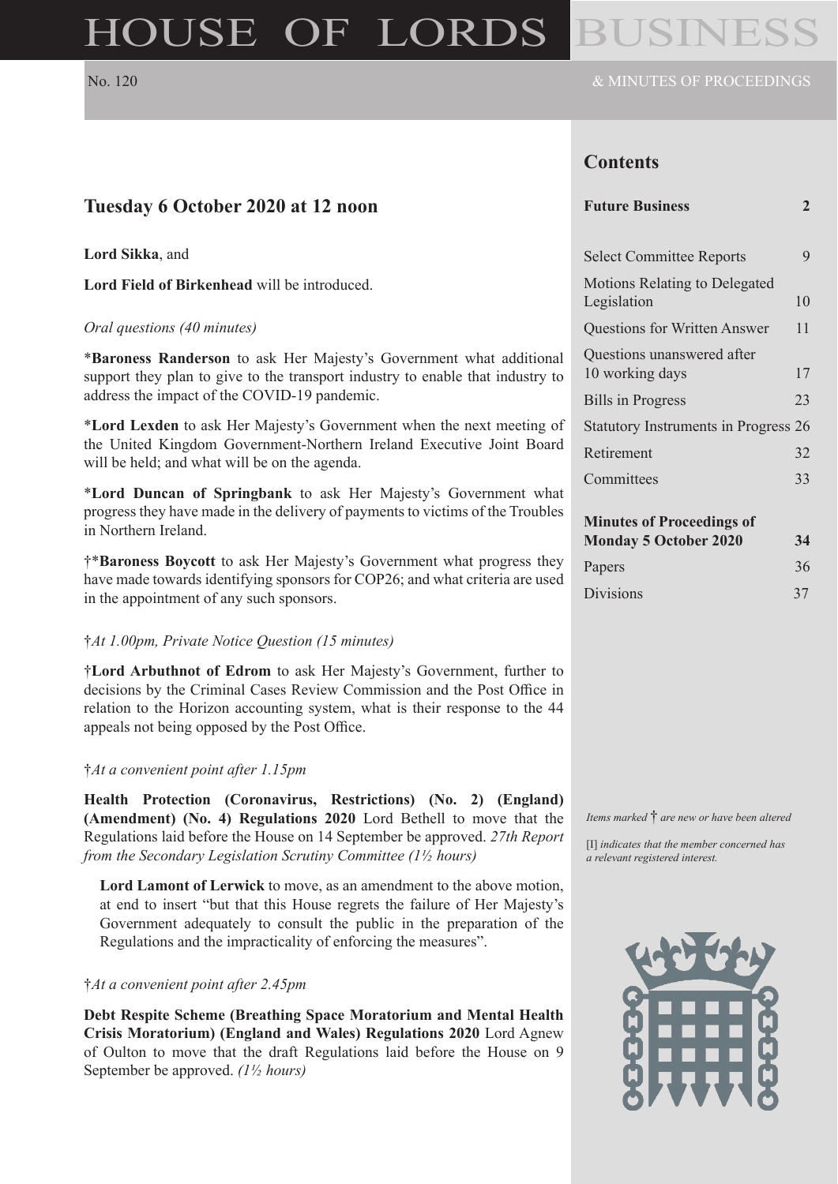# HOUSE OF LORDS BUSINESS

No. 120 & MINUTES OF PROCEEDINGS

## Tuesday 6 October 2020 at 12 noon

**Lord Sikka**, and

**Lord Field of Birkenhead** will be introduced.

*Oral questions (40 minutes)*

***Baroness Randerson** to ask Her Majesty's Government what additional support they plan to give to the transport industry to enable that industry to address the impact of the COVID-19 pandemic.

***Lord Lexden** to ask Her Majesty's Government when the next meeting of the United Kingdom Government-Northern Ireland Executive Joint Board will be held; and what will be on the agenda.

***Lord Duncan of Springbank** to ask Her Majesty's Government what progress they have made in the delivery of payments to victims of the Troubles in Northern Ireland.

†***Baroness Boycott** to ask Her Majesty's Government what progress they have made towards identifying sponsors for COP26; and what criteria are used in the appointment of any such sponsors.

†*At 1.00pm, Private Notice Question (15 minutes)*

†**Lord Arbuthnot of Edrom** to ask Her Majesty's Government, further to decisions by the Criminal Cases Review Commission and the Post Office in relation to the Horizon accounting system, what is their response to the 44 appeals not being opposed by the Post Office.

†*At a convenient point after 1.15pm*

**Health Protection (Coronavirus, Restrictions) (No. 2) (England) (Amendment) (No. 4) Regulations 2020** Lord Bethell to move that the Regulations laid before the House on 14 September be approved. *27th Report from the Secondary Legislation Scrutiny Committee (1½ hours)*

> **Lord Lamont of Lerwick** to move, as an amendment to the above motion, at end to insert "but that this House regrets the failure of Her Majesty's Government adequately to consult the public in the preparation of the Regulations and the impracticality of enforcing the measures".

†*At a convenient point after 2.45pm*

**Debt Respite Scheme (Breathing Space Moratorium and Mental Health Crisis Moratorium) (England and Wales) Regulations 2020** Lord Agnew of Oulton to move that the draft Regulations laid before the House on 9 September be approved. *(1½ hours)*

## Contents

| | |
|---|---|
| **Future Business** | **2** |
| Select Committee Reports | 9 |
| Motions Relating to Delegated Legislation | 10 |
| Questions for Written Answer | 11 |
| Questions unanswered after 10 working days | 17 |
| Bills in Progress | 23 |
| Statutory Instruments in Progress | 26 |
| Retirement | 32 |
| Committees | 33 |
| **Minutes of Proceedings of Monday 5 October 2020** | **34** |
| Papers | 36 |
| Divisions | 37 |

*Items marked* † *are new or have been altered*

[I] *indicates that the member concerned has a relevant registered interest.*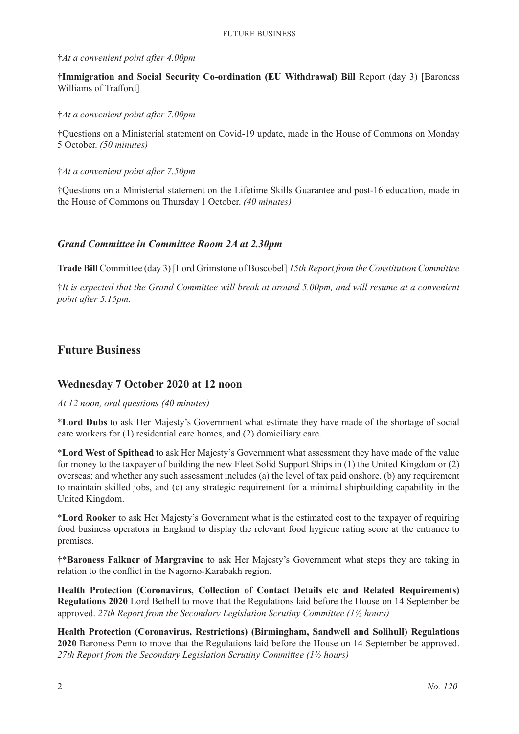†*At a convenient point after 4.00pm*

†**Immigration and Social Security Co-ordination (EU Withdrawal) Bill** Report (day 3) [Baroness Williams of Trafford]

†*At a convenient point after 7.00pm*

†Questions on a Ministerial statement on Covid-19 update, made in the House of Commons on Monday 5 October. *(50 minutes)*

†*At a convenient point after 7.50pm*

†Questions on a Ministerial statement on the Lifetime Skills Guarantee and post-16 education, made in the House of Commons on Thursday 1 October. *(40 minutes)*

### *Grand Committee in Committee Room 2A at 2.30pm*

**Trade Bill** Committee (day 3) [Lord Grimstone of Boscobel] *15th Report from the Constitution Committee*

†*It is expected that the Grand Committee will break at around 5.00pm, and will resume at a convenient point after 5.15pm.*

# Future Business

## Wednesday 7 October 2020 at 12 noon

*At 12 noon, oral questions (40 minutes)*

\***Lord Dubs** to ask Her Majesty's Government what estimate they have made of the shortage of social care workers for (1) residential care homes, and (2) domiciliary care.

\***Lord West of Spithead** to ask Her Majesty's Government what assessment they have made of the value for money to the taxpayer of building the new Fleet Solid Support Ships in (1) the United Kingdom or (2) overseas; and whether any such assessment includes (a) the level of tax paid onshore, (b) any requirement to maintain skilled jobs, and (c) any strategic requirement for a minimal shipbuilding capability in the United Kingdom.

\***Lord Rooker** to ask Her Majesty's Government what is the estimated cost to the taxpayer of requiring food business operators in England to display the relevant food hygiene rating score at the entrance to premises.

†\***Baroness Falkner of Margravine** to ask Her Majesty's Government what steps they are taking in relation to the conflict in the Nagorno-Karabakh region.

**Health Protection (Coronavirus, Collection of Contact Details etc and Related Requirements) Regulations 2020** Lord Bethell to move that the Regulations laid before the House on 14 September be approved. *27th Report from the Secondary Legislation Scrutiny Committee (1½ hours)*

**Health Protection (Coronavirus, Restrictions) (Birmingham, Sandwell and Solihull) Regulations 2020** Baroness Penn to move that the Regulations laid before the House on 14 September be approved. *27th Report from the Secondary Legislation Scrutiny Committee (1½ hours)*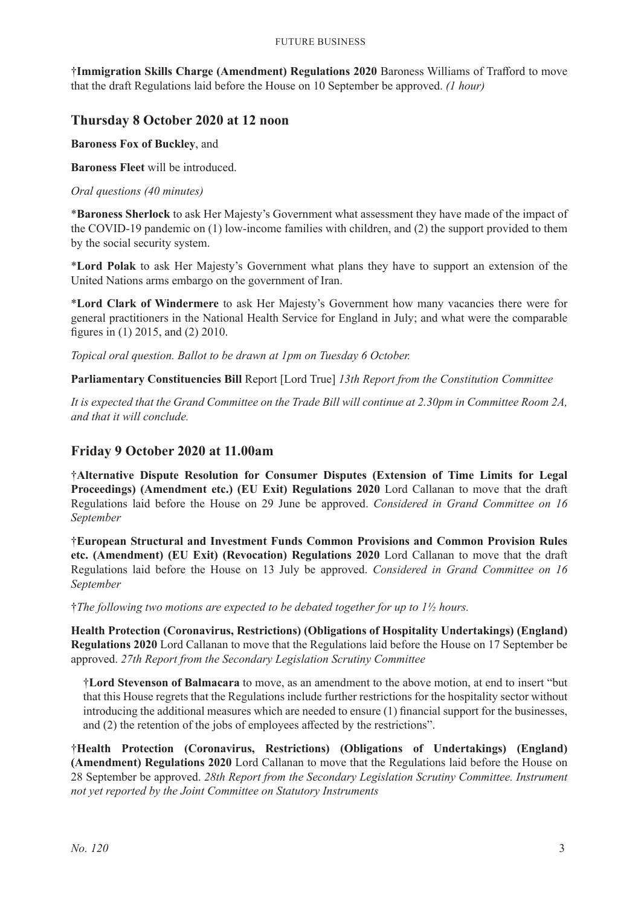†**Immigration Skills Charge (Amendment) Regulations 2020** Baroness Williams of Trafford to move that the draft Regulations laid before the House on 10 September be approved. *(1 hour)*

## Thursday 8 October 2020 at 12 noon

**Baroness Fox of Buckley**, and

**Baroness Fleet** will be introduced.

*Oral questions (40 minutes)*

\***Baroness Sherlock** to ask Her Majesty's Government what assessment they have made of the impact of the COVID-19 pandemic on (1) low-income families with children, and (2) the support provided to them by the social security system.

\***Lord Polak** to ask Her Majesty's Government what plans they have to support an extension of the United Nations arms embargo on the government of Iran.

\***Lord Clark of Windermere** to ask Her Majesty's Government how many vacancies there were for general practitioners in the National Health Service for England in July; and what were the comparable figures in (1) 2015, and (2) 2010.

*Topical oral question. Ballot to be drawn at 1pm on Tuesday 6 October.*

**Parliamentary Constituencies Bill** Report [Lord True] *13th Report from the Constitution Committee*

*It is expected that the Grand Committee on the Trade Bill will continue at 2.30pm in Committee Room 2A, and that it will conclude.*

## Friday 9 October 2020 at 11.00am

†**Alternative Dispute Resolution for Consumer Disputes (Extension of Time Limits for Legal Proceedings) (Amendment etc.) (EU Exit) Regulations 2020** Lord Callanan to move that the draft Regulations laid before the House on 29 June be approved. *Considered in Grand Committee on 16 September*

†**European Structural and Investment Funds Common Provisions and Common Provision Rules etc. (Amendment) (EU Exit) (Revocation) Regulations 2020** Lord Callanan to move that the draft Regulations laid before the House on 13 July be approved. *Considered in Grand Committee on 16 September*

†*The following two motions are expected to be debated together for up to 1½ hours.*

**Health Protection (Coronavirus, Restrictions) (Obligations of Hospitality Undertakings) (England) Regulations 2020** Lord Callanan to move that the Regulations laid before the House on 17 September be approved. *27th Report from the Secondary Legislation Scrutiny Committee*

> †**Lord Stevenson of Balmacara** to move, as an amendment to the above motion, at end to insert "but that this House regrets that the Regulations include further restrictions for the hospitality sector without introducing the additional measures which are needed to ensure (1) financial support for the businesses, and (2) the retention of the jobs of employees affected by the restrictions".

†**Health Protection (Coronavirus, Restrictions) (Obligations of Undertakings) (England) (Amendment) Regulations 2020** Lord Callanan to move that the Regulations laid before the House on 28 September be approved. *28th Report from the Secondary Legislation Scrutiny Committee. Instrument not yet reported by the Joint Committee on Statutory Instruments*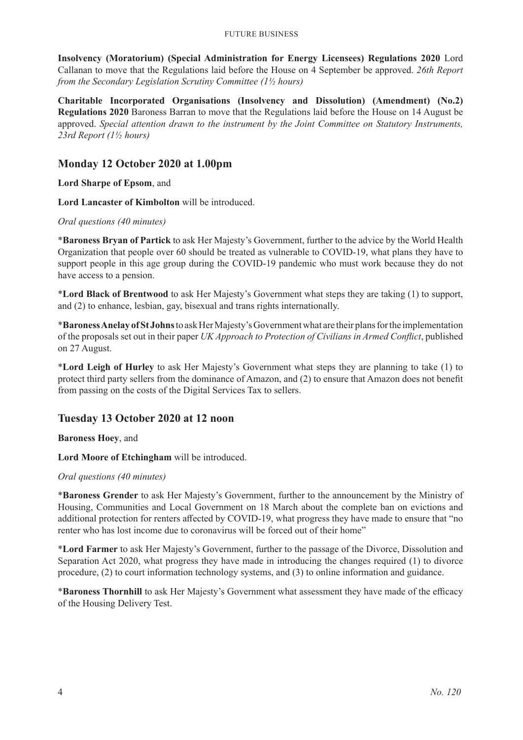**Insolvency (Moratorium) (Special Administration for Energy Licensees) Regulations 2020** Lord Callanan to move that the Regulations laid before the House on 4 September be approved. *26th Report from the Secondary Legislation Scrutiny Committee (1½ hours)*

**Charitable Incorporated Organisations (Insolvency and Dissolution) (Amendment) (No.2) Regulations 2020** Baroness Barran to move that the Regulations laid before the House on 14 August be approved. *Special attention drawn to the instrument by the Joint Committee on Statutory Instruments, 23rd Report (1½ hours)*

## Monday 12 October 2020 at 1.00pm

**Lord Sharpe of Epsom**, and

**Lord Lancaster of Kimbolton** will be introduced.

*Oral questions (40 minutes)*

*__Baroness Bryan of Partick__ to ask Her Majesty's Government, further to the advice by the World Health Organization that people over 60 should be treated as vulnerable to COVID-19, what plans they have to support people in this age group during the COVID-19 pandemic who must work because they do not have access to a pension.

*__Lord Black of Brentwood__ to ask Her Majesty's Government what steps they are taking (1) to support, and (2) to enhance, lesbian, gay, bisexual and trans rights internationally.

*__Baroness Anelay of St Johns__ to ask Her Majesty's Government what are their plans for the implementation of the proposals set out in their paper *UK Approach to Protection of Civilians in Armed Conflict*, published on 27 August.

*__Lord Leigh of Hurley__ to ask Her Majesty's Government what steps they are planning to take (1) to protect third party sellers from the dominance of Amazon, and (2) to ensure that Amazon does not benefit from passing on the costs of the Digital Services Tax to sellers.

## Tuesday 13 October 2020 at 12 noon

**Baroness Hoey**, and

**Lord Moore of Etchingham** will be introduced.

*Oral questions (40 minutes)*

*__Baroness Grender__ to ask Her Majesty's Government, further to the announcement by the Ministry of Housing, Communities and Local Government on 18 March about the complete ban on evictions and additional protection for renters affected by COVID-19, what progress they have made to ensure that "no renter who has lost income due to coronavirus will be forced out of their home"

*__Lord Farmer__ to ask Her Majesty's Government, further to the passage of the Divorce, Dissolution and Separation Act 2020, what progress they have made in introducing the changes required (1) to divorce procedure, (2) to court information technology systems, and (3) to online information and guidance.

*__Baroness Thornhill__ to ask Her Majesty's Government what assessment they have made of the efficacy of the Housing Delivery Test.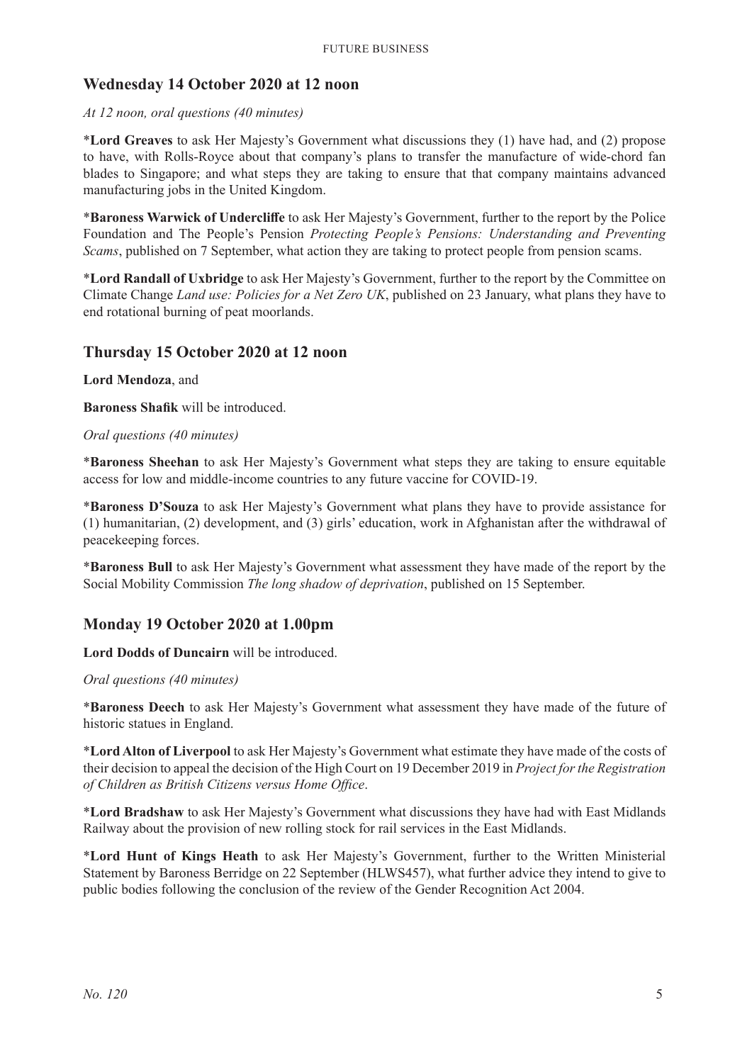## Wednesday 14 October 2020 at 12 noon

*At 12 noon, oral questions (40 minutes)*

\***Lord Greaves** to ask Her Majesty's Government what discussions they (1) have had, and (2) propose to have, with Rolls-Royce about that company's plans to transfer the manufacture of wide-chord fan blades to Singapore; and what steps they are taking to ensure that that company maintains advanced manufacturing jobs in the United Kingdom.

\***Baroness Warwick of Undercliffe** to ask Her Majesty's Government, further to the report by the Police Foundation and The People's Pension *Protecting People's Pensions: Understanding and Preventing Scams*, published on 7 September, what action they are taking to protect people from pension scams.

\***Lord Randall of Uxbridge** to ask Her Majesty's Government, further to the report by the Committee on Climate Change *Land use: Policies for a Net Zero UK*, published on 23 January, what plans they have to end rotational burning of peat moorlands.

## Thursday 15 October 2020 at 12 noon

**Lord Mendoza**, and

**Baroness Shafik** will be introduced.

*Oral questions (40 minutes)*

\***Baroness Sheehan** to ask Her Majesty's Government what steps they are taking to ensure equitable access for low and middle-income countries to any future vaccine for COVID-19.

\***Baroness D'Souza** to ask Her Majesty's Government what plans they have to provide assistance for (1) humanitarian, (2) development, and (3) girls' education, work in Afghanistan after the withdrawal of peacekeeping forces.

\***Baroness Bull** to ask Her Majesty's Government what assessment they have made of the report by the Social Mobility Commission *The long shadow of deprivation*, published on 15 September.

## Monday 19 October 2020 at 1.00pm

**Lord Dodds of Duncairn** will be introduced.

*Oral questions (40 minutes)*

\***Baroness Deech** to ask Her Majesty's Government what assessment they have made of the future of historic statues in England.

\***Lord Alton of Liverpool** to ask Her Majesty's Government what estimate they have made of the costs of their decision to appeal the decision of the High Court on 19 December 2019 in *Project for the Registration of Children as British Citizens versus Home Office*.

\***Lord Bradshaw** to ask Her Majesty's Government what discussions they have had with East Midlands Railway about the provision of new rolling stock for rail services in the East Midlands.

\***Lord Hunt of Kings Heath** to ask Her Majesty's Government, further to the Written Ministerial Statement by Baroness Berridge on 22 September (HLWS457), what further advice they intend to give to public bodies following the conclusion of the review of the Gender Recognition Act 2004.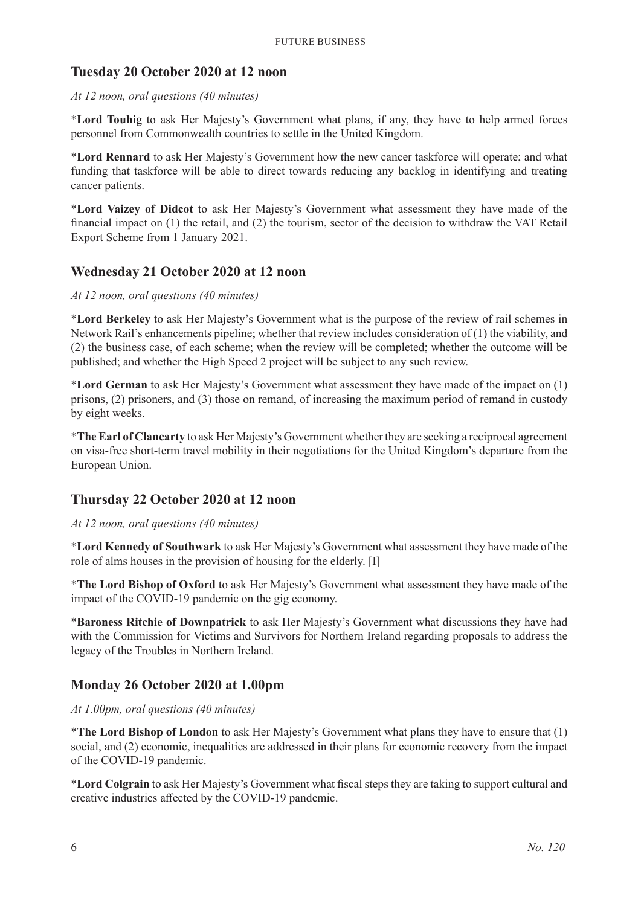## Tuesday 20 October 2020 at 12 noon

*At 12 noon, oral questions (40 minutes)*

***Lord Touhig** to ask Her Majesty's Government what plans, if any, they have to help armed forces personnel from Commonwealth countries to settle in the United Kingdom.

***Lord Rennard** to ask Her Majesty's Government how the new cancer taskforce will operate; and what funding that taskforce will be able to direct towards reducing any backlog in identifying and treating cancer patients.

***Lord Vaizey of Didcot** to ask Her Majesty's Government what assessment they have made of the financial impact on (1) the retail, and (2) the tourism, sector of the decision to withdraw the VAT Retail Export Scheme from 1 January 2021.

## Wednesday 21 October 2020 at 12 noon

*At 12 noon, oral questions (40 minutes)*

***Lord Berkeley** to ask Her Majesty's Government what is the purpose of the review of rail schemes in Network Rail's enhancements pipeline; whether that review includes consideration of (1) the viability, and (2) the business case, of each scheme; when the review will be completed; whether the outcome will be published; and whether the High Speed 2 project will be subject to any such review.

***Lord German** to ask Her Majesty's Government what assessment they have made of the impact on (1) prisons, (2) prisoners, and (3) those on remand, of increasing the maximum period of remand in custody by eight weeks.

***The Earl of Clancarty** to ask Her Majesty's Government whether they are seeking a reciprocal agreement on visa-free short-term travel mobility in their negotiations for the United Kingdom's departure from the European Union.

## Thursday 22 October 2020 at 12 noon

*At 12 noon, oral questions (40 minutes)*

***Lord Kennedy of Southwark** to ask Her Majesty's Government what assessment they have made of the role of alms houses in the provision of housing for the elderly. [I]

***The Lord Bishop of Oxford** to ask Her Majesty's Government what assessment they have made of the impact of the COVID-19 pandemic on the gig economy.

***Baroness Ritchie of Downpatrick** to ask Her Majesty's Government what discussions they have had with the Commission for Victims and Survivors for Northern Ireland regarding proposals to address the legacy of the Troubles in Northern Ireland.

## Monday 26 October 2020 at 1.00pm

*At 1.00pm, oral questions (40 minutes)*

***The Lord Bishop of London** to ask Her Majesty's Government what plans they have to ensure that (1) social, and (2) economic, inequalities are addressed in their plans for economic recovery from the impact of the COVID-19 pandemic.

***Lord Colgrain** to ask Her Majesty's Government what fiscal steps they are taking to support cultural and creative industries affected by the COVID-19 pandemic.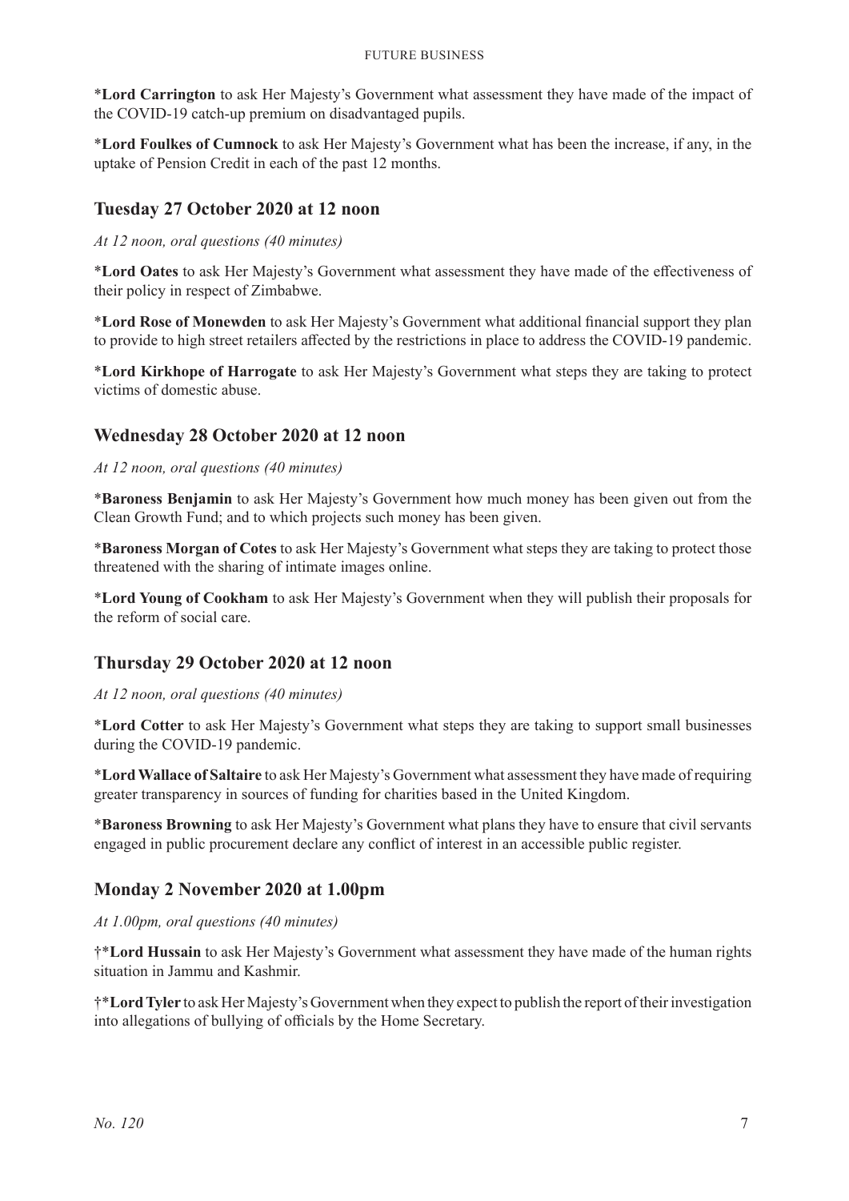\***Lord Carrington** to ask Her Majesty's Government what assessment they have made of the impact of the COVID-19 catch-up premium on disadvantaged pupils.

\***Lord Foulkes of Cumnock** to ask Her Majesty's Government what has been the increase, if any, in the uptake of Pension Credit in each of the past 12 months.

## Tuesday 27 October 2020 at 12 noon

*At 12 noon, oral questions (40 minutes)*

\***Lord Oates** to ask Her Majesty's Government what assessment they have made of the effectiveness of their policy in respect of Zimbabwe.

\***Lord Rose of Monewden** to ask Her Majesty's Government what additional financial support they plan to provide to high street retailers affected by the restrictions in place to address the COVID-19 pandemic.

\***Lord Kirkhope of Harrogate** to ask Her Majesty's Government what steps they are taking to protect victims of domestic abuse.

## Wednesday 28 October 2020 at 12 noon

*At 12 noon, oral questions (40 minutes)*

\***Baroness Benjamin** to ask Her Majesty's Government how much money has been given out from the Clean Growth Fund; and to which projects such money has been given.

\***Baroness Morgan of Cotes** to ask Her Majesty's Government what steps they are taking to protect those threatened with the sharing of intimate images online.

\***Lord Young of Cookham** to ask Her Majesty's Government when they will publish their proposals for the reform of social care.

## Thursday 29 October 2020 at 12 noon

*At 12 noon, oral questions (40 minutes)*

\***Lord Cotter** to ask Her Majesty's Government what steps they are taking to support small businesses during the COVID-19 pandemic.

\***Lord Wallace of Saltaire** to ask Her Majesty's Government what assessment they have made of requiring greater transparency in sources of funding for charities based in the United Kingdom.

\***Baroness Browning** to ask Her Majesty's Government what plans they have to ensure that civil servants engaged in public procurement declare any conflict of interest in an accessible public register.

## Monday 2 November 2020 at 1.00pm

*At 1.00pm, oral questions (40 minutes)*

†\***Lord Hussain** to ask Her Majesty's Government what assessment they have made of the human rights situation in Jammu and Kashmir.

†\***Lord Tyler** to ask Her Majesty's Government when they expect to publish the report of their investigation into allegations of bullying of officials by the Home Secretary.

*No. 120*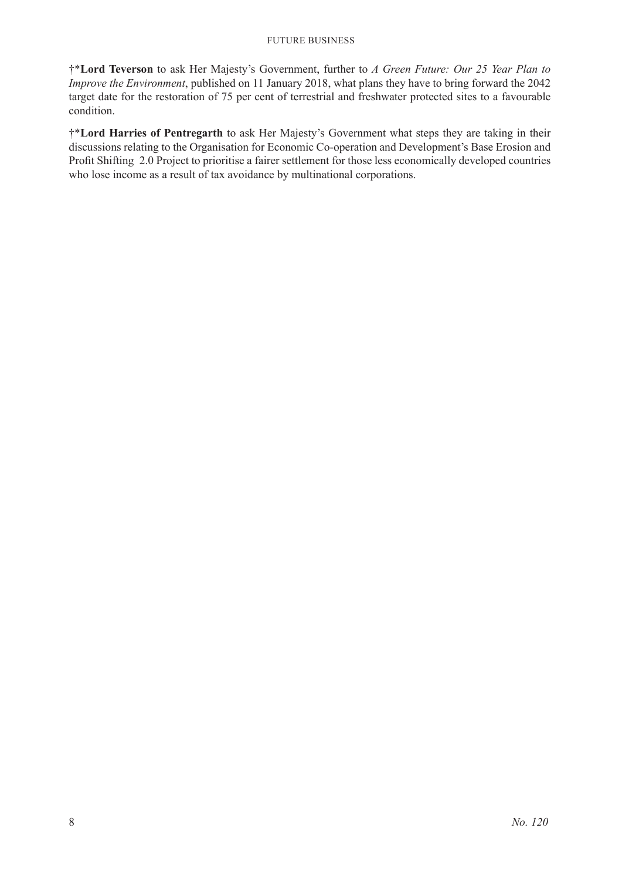†*​**Lord Teverson** to ask Her Majesty's Government, further to *A Green Future: Our 25 Year Plan to Improve the Environment*, published on 11 January 2018, what plans they have to bring forward the 2042 target date for the restoration of 75 per cent of terrestrial and freshwater protected sites to a favourable condition.

†*​**Lord Harries of Pentregarth** to ask Her Majesty's Government what steps they are taking in their discussions relating to the Organisation for Economic Co-operation and Development's Base Erosion and Profit Shifting 2.0 Project to prioritise a fairer settlement for those less economically developed countries who lose income as a result of tax avoidance by multinational corporations.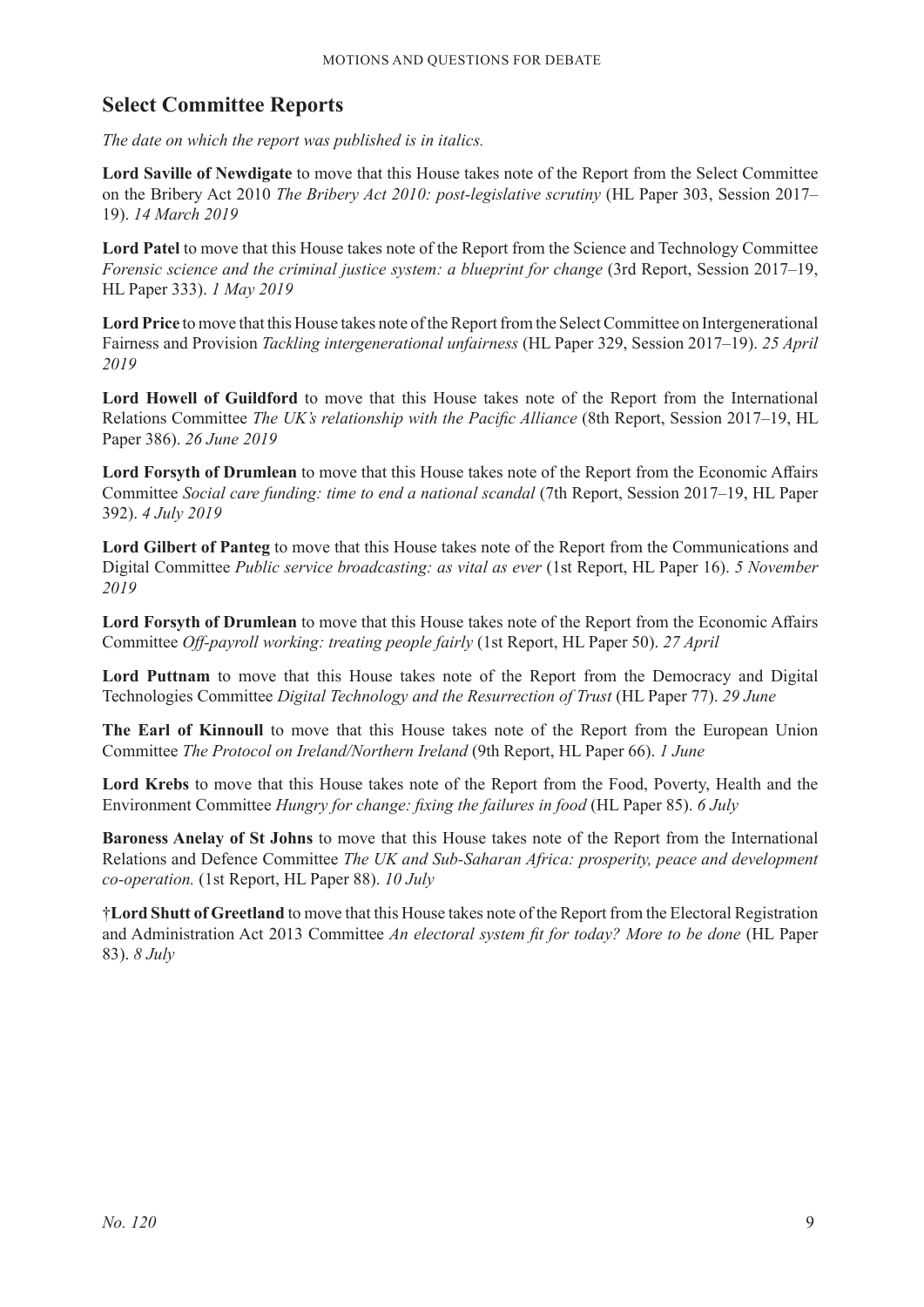## Select Committee Reports

*The date on which the report was published is in italics.*

**Lord Saville of Newdigate** to move that this House takes note of the Report from the Select Committee on the Bribery Act 2010 *The Bribery Act 2010: post-legislative scrutiny* (HL Paper 303, Session 2017–19). *14 March 2019*

**Lord Patel** to move that this House takes note of the Report from the Science and Technology Committee *Forensic science and the criminal justice system: a blueprint for change* (3rd Report, Session 2017–19, HL Paper 333). *1 May 2019*

**Lord Price** to move that this House takes note of the Report from the Select Committee on Intergenerational Fairness and Provision *Tackling intergenerational unfairness* (HL Paper 329, Session 2017–19). *25 April 2019*

**Lord Howell of Guildford** to move that this House takes note of the Report from the International Relations Committee *The UK's relationship with the Pacific Alliance* (8th Report, Session 2017–19, HL Paper 386). *26 June 2019*

**Lord Forsyth of Drumlean** to move that this House takes note of the Report from the Economic Affairs Committee *Social care funding: time to end a national scandal* (7th Report, Session 2017–19, HL Paper 392). *4 July 2019*

**Lord Gilbert of Panteg** to move that this House takes note of the Report from the Communications and Digital Committee *Public service broadcasting: as vital as ever* (1st Report, HL Paper 16). *5 November 2019*

**Lord Forsyth of Drumlean** to move that this House takes note of the Report from the Economic Affairs Committee *Off-payroll working: treating people fairly* (1st Report, HL Paper 50). *27 April*

**Lord Puttnam** to move that this House takes note of the Report from the Democracy and Digital Technologies Committee *Digital Technology and the Resurrection of Trust* (HL Paper 77). *29 June*

**The Earl of Kinnoull** to move that this House takes note of the Report from the European Union Committee *The Protocol on Ireland/Northern Ireland* (9th Report, HL Paper 66). *1 June*

**Lord Krebs** to move that this House takes note of the Report from the Food, Poverty, Health and the Environment Committee *Hungry for change: fixing the failures in food* (HL Paper 85). *6 July*

**Baroness Anelay of St Johns** to move that this House takes note of the Report from the International Relations and Defence Committee *The UK and Sub-Saharan Africa: prosperity, peace and development co-operation.* (1st Report, HL Paper 88). *10 July*

†**Lord Shutt of Greetland** to move that this House takes note of the Report from the Electoral Registration and Administration Act 2013 Committee *An electoral system fit for today? More to be done* (HL Paper 83). *8 July*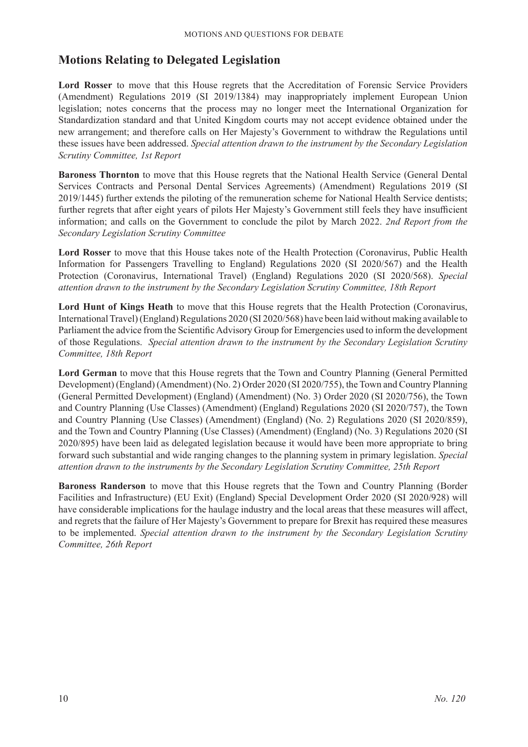## Motions Relating to Delegated Legislation

**Lord Rosser** to move that this House regrets that the Accreditation of Forensic Service Providers (Amendment) Regulations 2019 (SI 2019/1384) may inappropriately implement European Union legislation; notes concerns that the process may no longer meet the International Organization for Standardization standard and that United Kingdom courts may not accept evidence obtained under the new arrangement; and therefore calls on Her Majesty's Government to withdraw the Regulations until these issues have been addressed. *Special attention drawn to the instrument by the Secondary Legislation Scrutiny Committee, 1st Report*

**Baroness Thornton** to move that this House regrets that the National Health Service (General Dental Services Contracts and Personal Dental Services Agreements) (Amendment) Regulations 2019 (SI 2019/1445) further extends the piloting of the remuneration scheme for National Health Service dentists; further regrets that after eight years of pilots Her Majesty's Government still feels they have insufficient information; and calls on the Government to conclude the pilot by March 2022. *2nd Report from the Secondary Legislation Scrutiny Committee*

**Lord Rosser** to move that this House takes note of the Health Protection (Coronavirus, Public Health Information for Passengers Travelling to England) Regulations 2020 (SI 2020/567) and the Health Protection (Coronavirus, International Travel) (England) Regulations 2020 (SI 2020/568). *Special attention drawn to the instrument by the Secondary Legislation Scrutiny Committee, 18th Report*

**Lord Hunt of Kings Heath** to move that this House regrets that the Health Protection (Coronavirus, International Travel) (England) Regulations 2020 (SI 2020/568) have been laid without making available to Parliament the advice from the Scientific Advisory Group for Emergencies used to inform the development of those Regulations. *Special attention drawn to the instrument by the Secondary Legislation Scrutiny Committee, 18th Report*

**Lord German** to move that this House regrets that the Town and Country Planning (General Permitted Development) (England) (Amendment) (No. 2) Order 2020 (SI 2020/755), the Town and Country Planning (General Permitted Development) (England) (Amendment) (No. 3) Order 2020 (SI 2020/756), the Town and Country Planning (Use Classes) (Amendment) (England) Regulations 2020 (SI 2020/757), the Town and Country Planning (Use Classes) (Amendment) (England) (No. 2) Regulations 2020 (SI 2020/859), and the Town and Country Planning (Use Classes) (Amendment) (England) (No. 3) Regulations 2020 (SI 2020/895) have been laid as delegated legislation because it would have been more appropriate to bring forward such substantial and wide ranging changes to the planning system in primary legislation. *Special attention drawn to the instruments by the Secondary Legislation Scrutiny Committee, 25th Report*

**Baroness Randerson** to move that this House regrets that the Town and Country Planning (Border Facilities and Infrastructure) (EU Exit) (England) Special Development Order 2020 (SI 2020/928) will have considerable implications for the haulage industry and the local areas that these measures will affect, and regrets that the failure of Her Majesty's Government to prepare for Brexit has required these measures to be implemented. *Special attention drawn to the instrument by the Secondary Legislation Scrutiny Committee, 26th Report*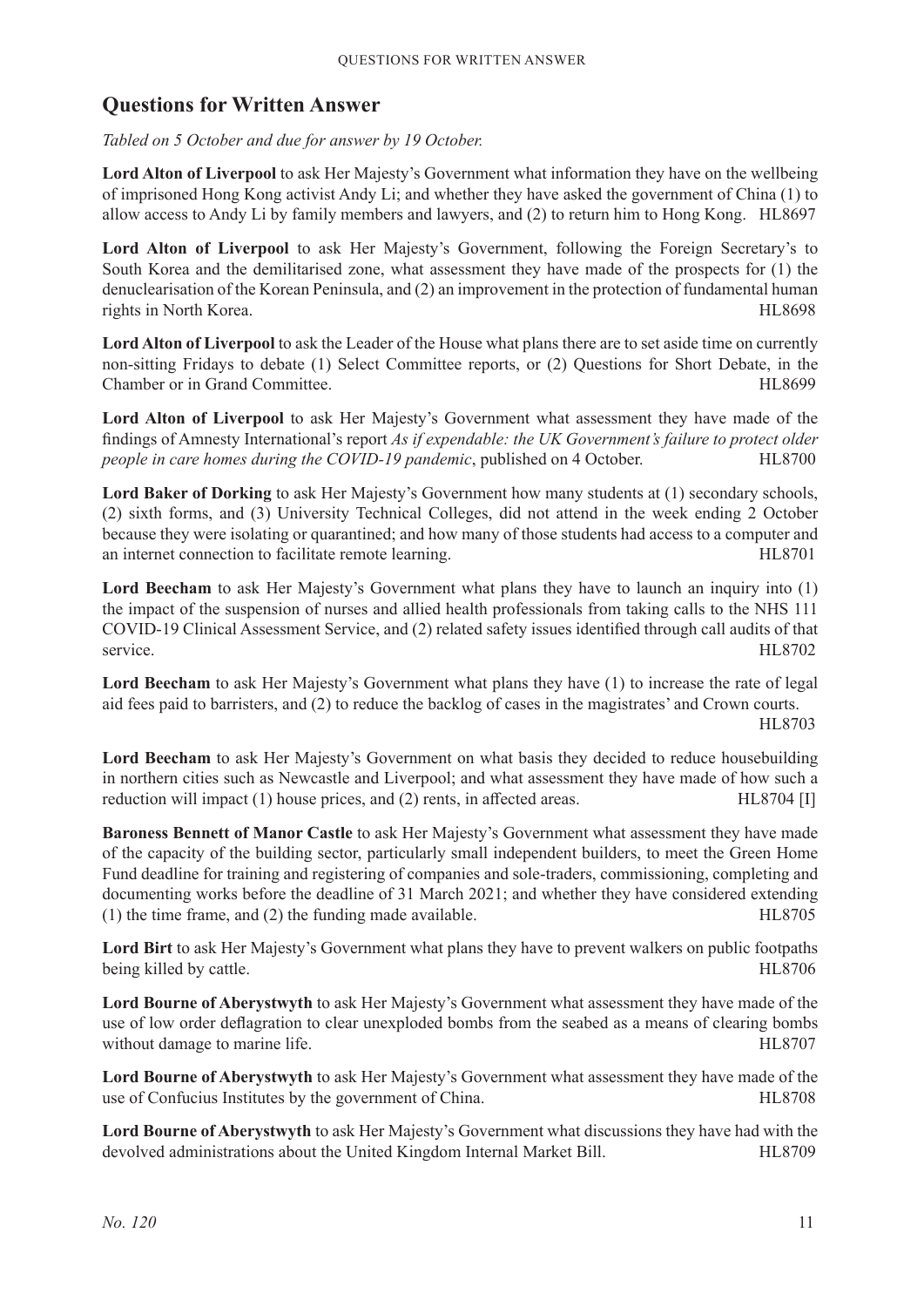## Questions for Written Answer

*Tabled on 5 October and due for answer by 19 October.*

**Lord Alton of Liverpool** to ask Her Majesty's Government what information they have on the wellbeing of imprisoned Hong Kong activist Andy Li; and whether they have asked the government of China (1) to allow access to Andy Li by family members and lawyers, and (2) to return him to Hong Kong. HL8697

**Lord Alton of Liverpool** to ask Her Majesty's Government, following the Foreign Secretary's to South Korea and the demilitarised zone, what assessment they have made of the prospects for (1) the denuclearisation of the Korean Peninsula, and (2) an improvement in the protection of fundamental human rights in North Korea. HL8698

**Lord Alton of Liverpool** to ask the Leader of the House what plans there are to set aside time on currently non-sitting Fridays to debate (1) Select Committee reports, or (2) Questions for Short Debate, in the Chamber or in Grand Committee. HL8699

**Lord Alton of Liverpool** to ask Her Majesty's Government what assessment they have made of the findings of Amnesty International's report *As if expendable: the UK Government's failure to protect older people in care homes during the COVID-19 pandemic*, published on 4 October. HL8700

**Lord Baker of Dorking** to ask Her Majesty's Government how many students at (1) secondary schools, (2) sixth forms, and (3) University Technical Colleges, did not attend in the week ending 2 October because they were isolating or quarantined; and how many of those students had access to a computer and an internet connection to facilitate remote learning. HL8701

**Lord Beecham** to ask Her Majesty's Government what plans they have to launch an inquiry into (1) the impact of the suspension of nurses and allied health professionals from taking calls to the NHS 111 COVID-19 Clinical Assessment Service, and (2) related safety issues identified through call audits of that service. HL8702

**Lord Beecham** to ask Her Majesty's Government what plans they have (1) to increase the rate of legal aid fees paid to barristers, and (2) to reduce the backlog of cases in the magistrates' and Crown courts. HL8703

**Lord Beecham** to ask Her Majesty's Government on what basis they decided to reduce housebuilding in northern cities such as Newcastle and Liverpool; and what assessment they have made of how such a reduction will impact (1) house prices, and (2) rents, in affected areas. HL8704 [I]

**Baroness Bennett of Manor Castle** to ask Her Majesty's Government what assessment they have made of the capacity of the building sector, particularly small independent builders, to meet the Green Home Fund deadline for training and registering of companies and sole-traders, commissioning, completing and documenting works before the deadline of 31 March 2021; and whether they have considered extending (1) the time frame, and (2) the funding made available. HL8705

**Lord Birt** to ask Her Majesty's Government what plans they have to prevent walkers on public footpaths being killed by cattle. HL8706

**Lord Bourne of Aberystwyth** to ask Her Majesty's Government what assessment they have made of the use of low order deflagration to clear unexploded bombs from the seabed as a means of clearing bombs without damage to marine life. HL8707

**Lord Bourne of Aberystwyth** to ask Her Majesty's Government what assessment they have made of the use of Confucius Institutes by the government of China. HL8708

**Lord Bourne of Aberystwyth** to ask Her Majesty's Government what discussions they have had with the devolved administrations about the United Kingdom Internal Market Bill. HL8709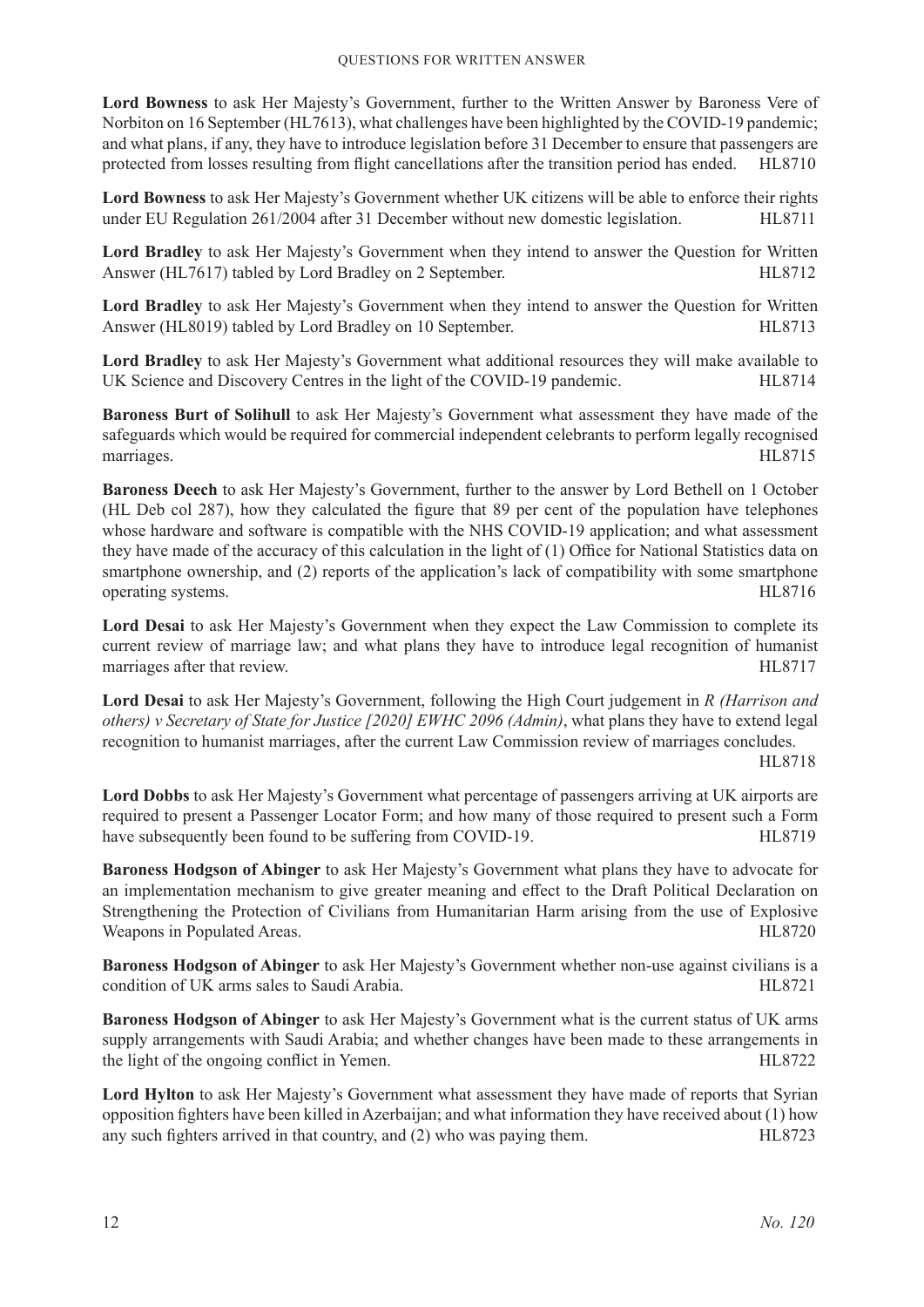**Lord Bowness** to ask Her Majesty's Government, further to the Written Answer by Baroness Vere of Norbiton on 16 September (HL7613), what challenges have been highlighted by the COVID-19 pandemic; and what plans, if any, they have to introduce legislation before 31 December to ensure that passengers are protected from losses resulting from flight cancellations after the transition period has ended. HL8710

**Lord Bowness** to ask Her Majesty's Government whether UK citizens will be able to enforce their rights under EU Regulation 261/2004 after 31 December without new domestic legislation. HL8711

**Lord Bradley** to ask Her Majesty's Government when they intend to answer the Question for Written Answer (HL7617) tabled by Lord Bradley on 2 September. HL8712

**Lord Bradley** to ask Her Majesty's Government when they intend to answer the Question for Written Answer (HL8019) tabled by Lord Bradley on 10 September. HL8713

**Lord Bradley** to ask Her Majesty's Government what additional resources they will make available to UK Science and Discovery Centres in the light of the COVID-19 pandemic. HL8714

**Baroness Burt of Solihull** to ask Her Majesty's Government what assessment they have made of the safeguards which would be required for commercial independent celebrants to perform legally recognised marriages. HL8715

**Baroness Deech** to ask Her Majesty's Government, further to the answer by Lord Bethell on 1 October (HL Deb col 287), how they calculated the figure that 89 per cent of the population have telephones whose hardware and software is compatible with the NHS COVID-19 application; and what assessment they have made of the accuracy of this calculation in the light of (1) Office for National Statistics data on smartphone ownership, and (2) reports of the application's lack of compatibility with some smartphone operating systems. HL8716

**Lord Desai** to ask Her Majesty's Government when they expect the Law Commission to complete its current review of marriage law; and what plans they have to introduce legal recognition of humanist marriages after that review. HL8717

**Lord Desai** to ask Her Majesty's Government, following the High Court judgement in *R (Harrison and others) v Secretary of State for Justice [2020] EWHC 2096 (Admin)*, what plans they have to extend legal recognition to humanist marriages, after the current Law Commission review of marriages concludes. HL8718

**Lord Dobbs** to ask Her Majesty's Government what percentage of passengers arriving at UK airports are required to present a Passenger Locator Form; and how many of those required to present such a Form have subsequently been found to be suffering from COVID-19. HL8719

**Baroness Hodgson of Abinger** to ask Her Majesty's Government what plans they have to advocate for an implementation mechanism to give greater meaning and effect to the Draft Political Declaration on Strengthening the Protection of Civilians from Humanitarian Harm arising from the use of Explosive Weapons in Populated Areas. HL8720

**Baroness Hodgson of Abinger** to ask Her Majesty's Government whether non-use against civilians is a condition of UK arms sales to Saudi Arabia. HL8721

**Baroness Hodgson of Abinger** to ask Her Majesty's Government what is the current status of UK arms supply arrangements with Saudi Arabia; and whether changes have been made to these arrangements in the light of the ongoing conflict in Yemen. HL8722

**Lord Hylton** to ask Her Majesty's Government what assessment they have made of reports that Syrian opposition fighters have been killed in Azerbaijan; and what information they have received about (1) how any such fighters arrived in that country, and (2) who was paying them. HL8723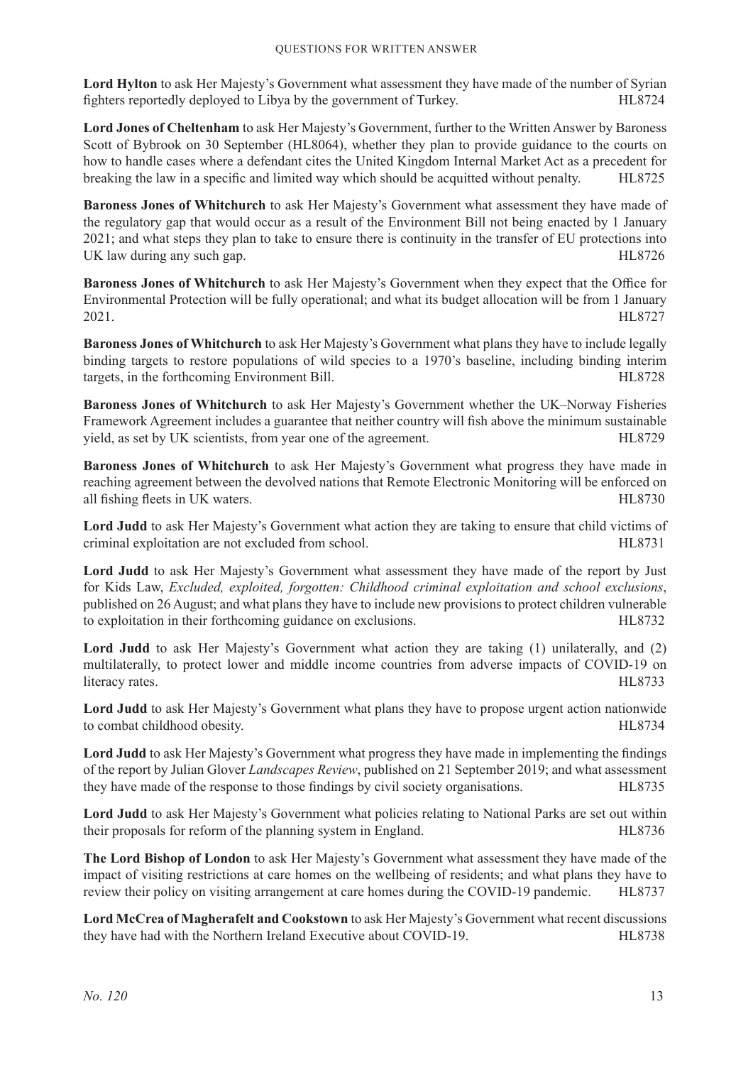**Lord Hylton** to ask Her Majesty's Government what assessment they have made of the number of Syrian fighters reportedly deployed to Libya by the government of Turkey. HL8724

**Lord Jones of Cheltenham** to ask Her Majesty's Government, further to the Written Answer by Baroness Scott of Bybrook on 30 September (HL8064), whether they plan to provide guidance to the courts on how to handle cases where a defendant cites the United Kingdom Internal Market Act as a precedent for breaking the law in a specific and limited way which should be acquitted without penalty. HL8725

**Baroness Jones of Whitchurch** to ask Her Majesty's Government what assessment they have made of the regulatory gap that would occur as a result of the Environment Bill not being enacted by 1 January 2021; and what steps they plan to take to ensure there is continuity in the transfer of EU protections into UK law during any such gap. HL8726

**Baroness Jones of Whitchurch** to ask Her Majesty's Government when they expect that the Office for Environmental Protection will be fully operational; and what its budget allocation will be from 1 January 2021. HL8727

**Baroness Jones of Whitchurch** to ask Her Majesty's Government what plans they have to include legally binding targets to restore populations of wild species to a 1970's baseline, including binding interim targets, in the forthcoming Environment Bill. HL8728

**Baroness Jones of Whitchurch** to ask Her Majesty's Government whether the UK–Norway Fisheries Framework Agreement includes a guarantee that neither country will fish above the minimum sustainable yield, as set by UK scientists, from year one of the agreement. HL8729

**Baroness Jones of Whitchurch** to ask Her Majesty's Government what progress they have made in reaching agreement between the devolved nations that Remote Electronic Monitoring will be enforced on all fishing fleets in UK waters. HL8730

**Lord Judd** to ask Her Majesty's Government what action they are taking to ensure that child victims of criminal exploitation are not excluded from school. HL8731

**Lord Judd** to ask Her Majesty's Government what assessment they have made of the report by Just for Kids Law, *Excluded, exploited, forgotten: Childhood criminal exploitation and school exclusions*, published on 26 August; and what plans they have to include new provisions to protect children vulnerable to exploitation in their forthcoming guidance on exclusions. HL8732

**Lord Judd** to ask Her Majesty's Government what action they are taking (1) unilaterally, and (2) multilaterally, to protect lower and middle income countries from adverse impacts of COVID-19 on literacy rates. HL8733

**Lord Judd** to ask Her Majesty's Government what plans they have to propose urgent action nationwide to combat childhood obesity. HL8734

**Lord Judd** to ask Her Majesty's Government what progress they have made in implementing the findings of the report by Julian Glover *Landscapes Review*, published on 21 September 2019; and what assessment they have made of the response to those findings by civil society organisations. HL8735

**Lord Judd** to ask Her Majesty's Government what policies relating to National Parks are set out within their proposals for reform of the planning system in England. HL8736

**The Lord Bishop of London** to ask Her Majesty's Government what assessment they have made of the impact of visiting restrictions at care homes on the wellbeing of residents; and what plans they have to review their policy on visiting arrangement at care homes during the COVID-19 pandemic. HL8737

**Lord McCrea of Magherafelt and Cookstown** to ask Her Majesty's Government what recent discussions they have had with the Northern Ireland Executive about COVID-19. HL8738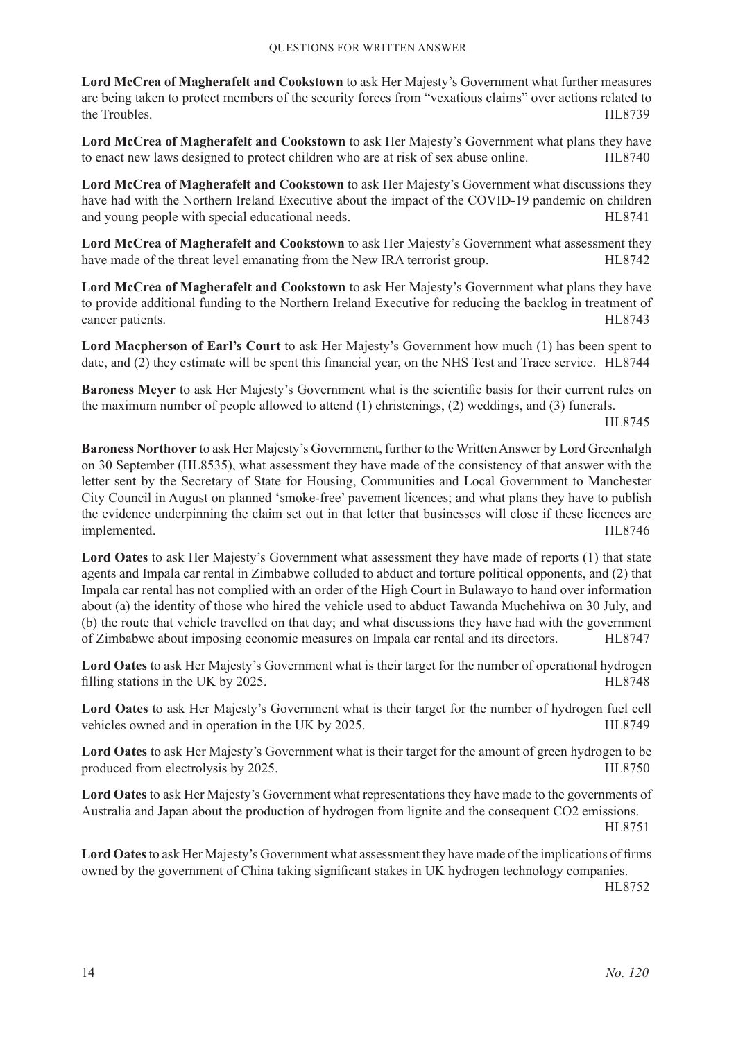**Lord McCrea of Magherafelt and Cookstown** to ask Her Majesty's Government what further measures are being taken to protect members of the security forces from "vexatious claims" over actions related to the Troubles. HL8739

**Lord McCrea of Magherafelt and Cookstown** to ask Her Majesty's Government what plans they have to enact new laws designed to protect children who are at risk of sex abuse online. HL8740

**Lord McCrea of Magherafelt and Cookstown** to ask Her Majesty's Government what discussions they have had with the Northern Ireland Executive about the impact of the COVID-19 pandemic on children and young people with special educational needs. HL8741

**Lord McCrea of Magherafelt and Cookstown** to ask Her Majesty's Government what assessment they have made of the threat level emanating from the New IRA terrorist group. HL8742

**Lord McCrea of Magherafelt and Cookstown** to ask Her Majesty's Government what plans they have to provide additional funding to the Northern Ireland Executive for reducing the backlog in treatment of cancer patients. HL8743

**Lord Macpherson of Earl's Court** to ask Her Majesty's Government how much (1) has been spent to date, and (2) they estimate will be spent this financial year, on the NHS Test and Trace service. HL8744

**Baroness Meyer** to ask Her Majesty's Government what is the scientific basis for their current rules on the maximum number of people allowed to attend (1) christenings, (2) weddings, and (3) funerals. HL8745

**Baroness Northover** to ask Her Majesty's Government, further to the Written Answer by Lord Greenhalgh on 30 September (HL8535), what assessment they have made of the consistency of that answer with the letter sent by the Secretary of State for Housing, Communities and Local Government to Manchester City Council in August on planned 'smoke-free' pavement licences; and what plans they have to publish the evidence underpinning the claim set out in that letter that businesses will close if these licences are implemented. HL8746

**Lord Oates** to ask Her Majesty's Government what assessment they have made of reports (1) that state agents and Impala car rental in Zimbabwe colluded to abduct and torture political opponents, and (2) that Impala car rental has not complied with an order of the High Court in Bulawayo to hand over information about (a) the identity of those who hired the vehicle used to abduct Tawanda Muchehiwa on 30 July, and (b) the route that vehicle travelled on that day; and what discussions they have had with the government of Zimbabwe about imposing economic measures on Impala car rental and its directors. HL8747

**Lord Oates** to ask Her Majesty's Government what is their target for the number of operational hydrogen filling stations in the UK by 2025. HL8748

**Lord Oates** to ask Her Majesty's Government what is their target for the number of hydrogen fuel cell vehicles owned and in operation in the UK by 2025. HL8749

**Lord Oates** to ask Her Majesty's Government what is their target for the amount of green hydrogen to be produced from electrolysis by 2025. HL8750

**Lord Oates** to ask Her Majesty's Government what representations they have made to the governments of Australia and Japan about the production of hydrogen from lignite and the consequent $CO_2$ emissions. HL8751

**Lord Oates** to ask Her Majesty's Government what assessment they have made of the implications of firms owned by the government of China taking significant stakes in UK hydrogen technology companies. HL8752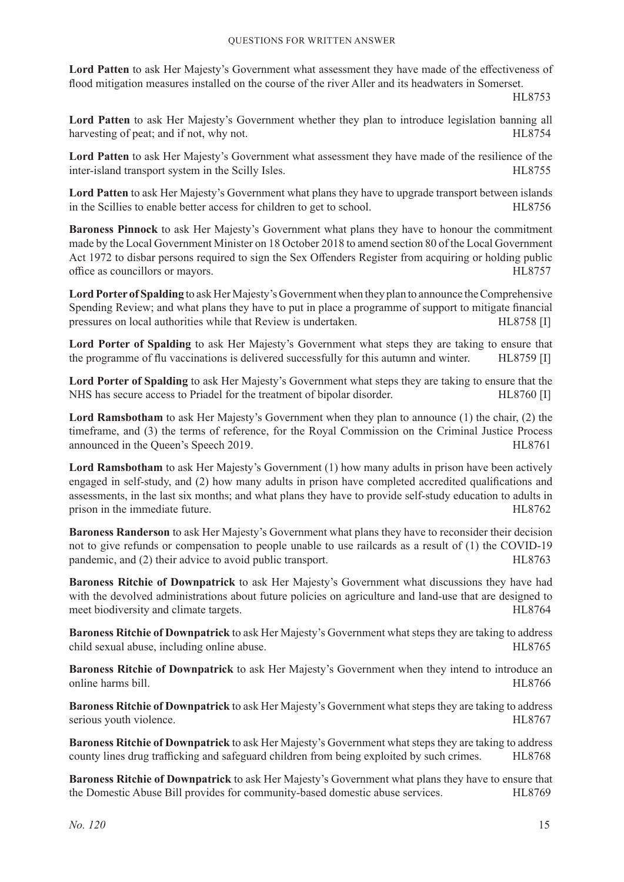**Lord Patten** to ask Her Majesty's Government what assessment they have made of the effectiveness of flood mitigation measures installed on the course of the river Aller and its headwaters in Somerset. HL8753

**Lord Patten** to ask Her Majesty's Government whether they plan to introduce legislation banning all harvesting of peat; and if not, why not. HL8754

**Lord Patten** to ask Her Majesty's Government what assessment they have made of the resilience of the inter-island transport system in the Scilly Isles. HL8755

**Lord Patten** to ask Her Majesty's Government what plans they have to upgrade transport between islands in the Scillies to enable better access for children to get to school. HL8756

**Baroness Pinnock** to ask Her Majesty's Government what plans they have to honour the commitment made by the Local Government Minister on 18 October 2018 to amend section 80 of the Local Government Act 1972 to disbar persons required to sign the Sex Offenders Register from acquiring or holding public office as councillors or mayors. HL8757

**Lord Porter of Spalding** to ask Her Majesty's Government when they plan to announce the Comprehensive Spending Review; and what plans they have to put in place a programme of support to mitigate financial pressures on local authorities while that Review is undertaken. HL8758 [I]

**Lord Porter of Spalding** to ask Her Majesty's Government what steps they are taking to ensure that the programme of flu vaccinations is delivered successfully for this autumn and winter. HL8759 [I]

**Lord Porter of Spalding** to ask Her Majesty's Government what steps they are taking to ensure that the NHS has secure access to Priadel for the treatment of bipolar disorder. HL8760 [I]

**Lord Ramsbotham** to ask Her Majesty's Government when they plan to announce (1) the chair, (2) the timeframe, and (3) the terms of reference, for the Royal Commission on the Criminal Justice Process announced in the Queen's Speech 2019. HL8761

**Lord Ramsbotham** to ask Her Majesty's Government (1) how many adults in prison have been actively engaged in self-study, and (2) how many adults in prison have completed accredited qualifications and assessments, in the last six months; and what plans they have to provide self-study education to adults in prison in the immediate future. HL8762

**Baroness Randerson** to ask Her Majesty's Government what plans they have to reconsider their decision not to give refunds or compensation to people unable to use railcards as a result of (1) the COVID-19 pandemic, and (2) their advice to avoid public transport. HL8763

**Baroness Ritchie of Downpatrick** to ask Her Majesty's Government what discussions they have had with the devolved administrations about future policies on agriculture and land-use that are designed to meet biodiversity and climate targets. HL8764

**Baroness Ritchie of Downpatrick** to ask Her Majesty's Government what steps they are taking to address child sexual abuse, including online abuse. HL8765

**Baroness Ritchie of Downpatrick** to ask Her Majesty's Government when they intend to introduce an online harms bill. HL8766

**Baroness Ritchie of Downpatrick** to ask Her Majesty's Government what steps they are taking to address serious youth violence. HL8767

**Baroness Ritchie of Downpatrick** to ask Her Majesty's Government what steps they are taking to address county lines drug trafficking and safeguard children from being exploited by such crimes. HL8768

**Baroness Ritchie of Downpatrick** to ask Her Majesty's Government what plans they have to ensure that the Domestic Abuse Bill provides for community-based domestic abuse services. HL8769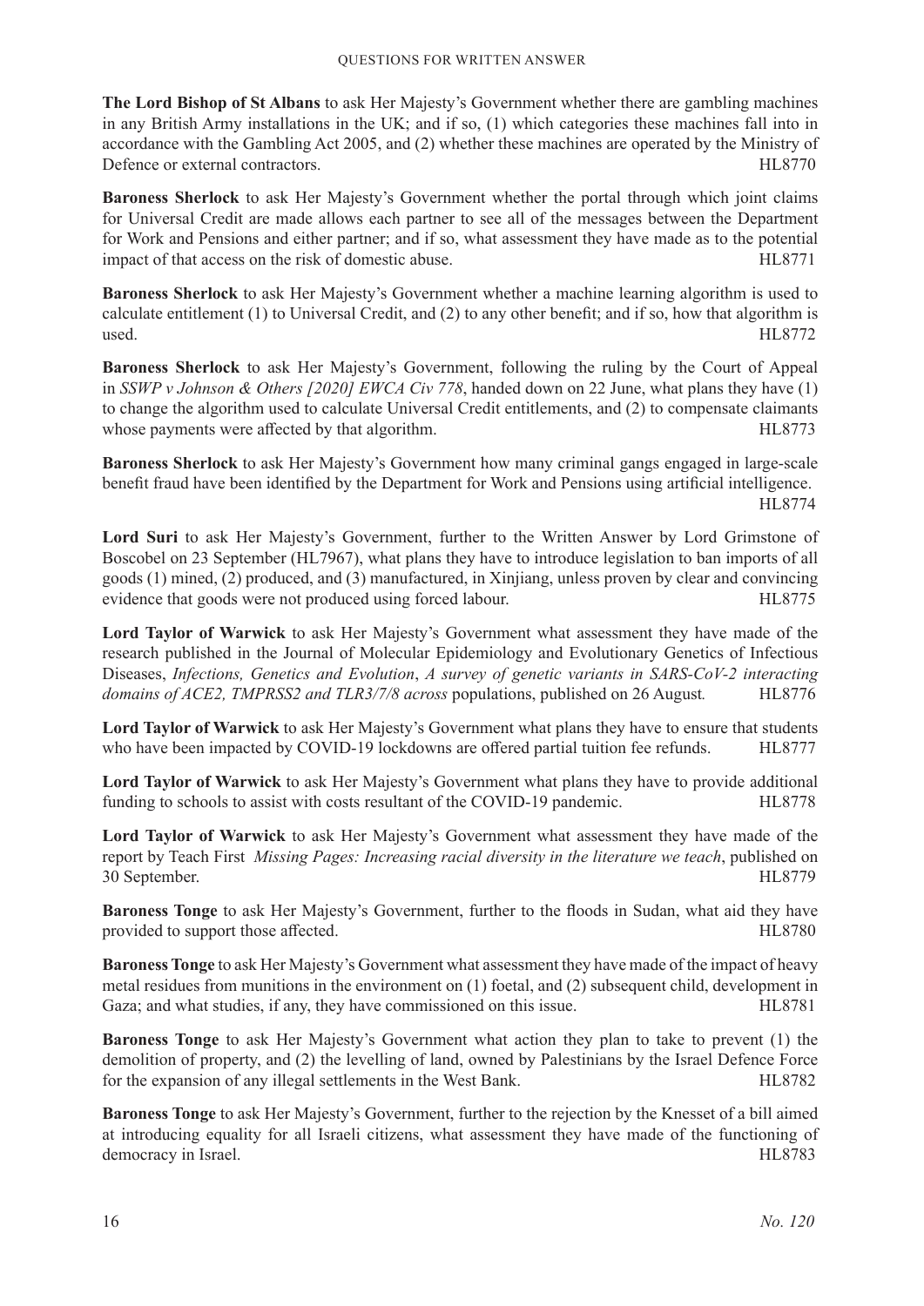**The Lord Bishop of St Albans** to ask Her Majesty's Government whether there are gambling machines in any British Army installations in the UK; and if so, (1) which categories these machines fall into in accordance with the Gambling Act 2005, and (2) whether these machines are operated by the Ministry of Defence or external contractors. HL8770

**Baroness Sherlock** to ask Her Majesty's Government whether the portal through which joint claims for Universal Credit are made allows each partner to see all of the messages between the Department for Work and Pensions and either partner; and if so, what assessment they have made as to the potential impact of that access on the risk of domestic abuse. HL8771

**Baroness Sherlock** to ask Her Majesty's Government whether a machine learning algorithm is used to calculate entitlement (1) to Universal Credit, and (2) to any other benefit; and if so, how that algorithm is used. HL8772

**Baroness Sherlock** to ask Her Majesty's Government, following the ruling by the Court of Appeal in *SSWP v Johnson & Others [2020] EWCA Civ 778*, handed down on 22 June, what plans they have (1) to change the algorithm used to calculate Universal Credit entitlements, and (2) to compensate claimants whose payments were affected by that algorithm. HL8773

**Baroness Sherlock** to ask Her Majesty's Government how many criminal gangs engaged in large-scale benefit fraud have been identified by the Department for Work and Pensions using artificial intelligence. HL8774

**Lord Suri** to ask Her Majesty's Government, further to the Written Answer by Lord Grimstone of Boscobel on 23 September (HL7967), what plans they have to introduce legislation to ban imports of all goods (1) mined, (2) produced, and (3) manufactured, in Xinjiang, unless proven by clear and convincing evidence that goods were not produced using forced labour. HL8775

**Lord Taylor of Warwick** to ask Her Majesty's Government what assessment they have made of the research published in the Journal of Molecular Epidemiology and Evolutionary Genetics of Infectious Diseases, *Infections, Genetics and Evolution*, *A survey of genetic variants in SARS-CoV-2 interacting domains of ACE2, TMPRSS2 and TLR3/7/8 across* populations, published on 26 August. HL8776

**Lord Taylor of Warwick** to ask Her Majesty's Government what plans they have to ensure that students who have been impacted by COVID-19 lockdowns are offered partial tuition fee refunds. HL8777

**Lord Taylor of Warwick** to ask Her Majesty's Government what plans they have to provide additional funding to schools to assist with costs resultant of the COVID-19 pandemic. HL8778

**Lord Taylor of Warwick** to ask Her Majesty's Government what assessment they have made of the report by Teach First *Missing Pages: Increasing racial diversity in the literature we teach*, published on 30 September. HL8779

**Baroness Tonge** to ask Her Majesty's Government, further to the floods in Sudan, what aid they have provided to support those affected. HL8780

**Baroness Tonge** to ask Her Majesty's Government what assessment they have made of the impact of heavy metal residues from munitions in the environment on (1) foetal, and (2) subsequent child, development in Gaza; and what studies, if any, they have commissioned on this issue. HL8781

**Baroness Tonge** to ask Her Majesty's Government what action they plan to take to prevent (1) the demolition of property, and (2) the levelling of land, owned by Palestinians by the Israel Defence Force for the expansion of any illegal settlements in the West Bank. HL8782

**Baroness Tonge** to ask Her Majesty's Government, further to the rejection by the Knesset of a bill aimed at introducing equality for all Israeli citizens, what assessment they have made of the functioning of democracy in Israel. HL8783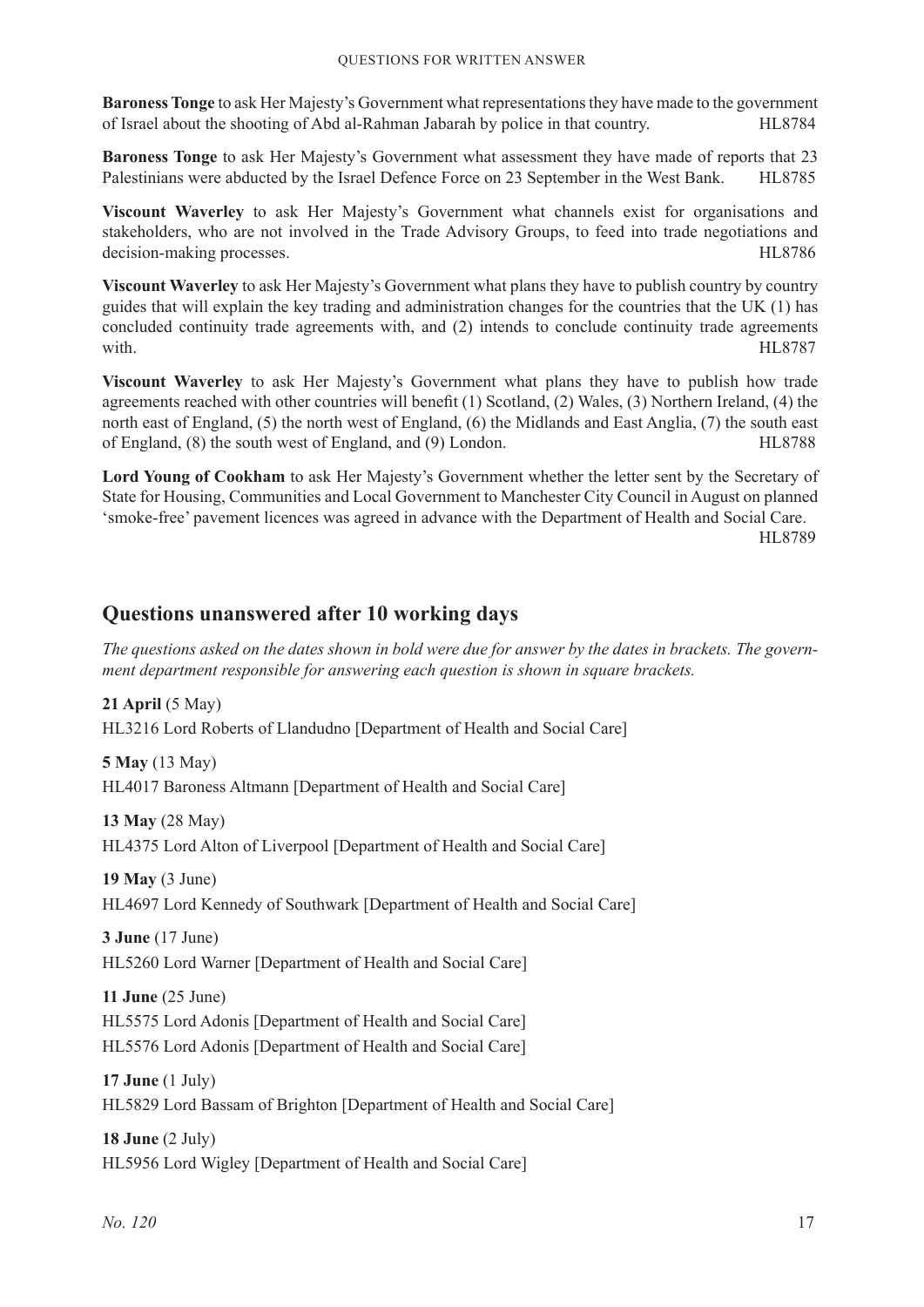**Baroness Tonge** to ask Her Majesty's Government what representations they have made to the government of Israel about the shooting of Abd al-Rahman Jabarah by police in that country. HL8784

**Baroness Tonge** to ask Her Majesty's Government what assessment they have made of reports that 23 Palestinians were abducted by the Israel Defence Force on 23 September in the West Bank. HL8785

**Viscount Waverley** to ask Her Majesty's Government what channels exist for organisations and stakeholders, who are not involved in the Trade Advisory Groups, to feed into trade negotiations and decision-making processes. HL8786

**Viscount Waverley** to ask Her Majesty's Government what plans they have to publish country by country guides that will explain the key trading and administration changes for the countries that the UK (1) has concluded continuity trade agreements with, and (2) intends to conclude continuity trade agreements with. HL8787

**Viscount Waverley** to ask Her Majesty's Government what plans they have to publish how trade agreements reached with other countries will benefit (1) Scotland, (2) Wales, (3) Northern Ireland, (4) the north east of England, (5) the north west of England, (6) the Midlands and East Anglia, (7) the south east of England, (8) the south west of England, and (9) London. HL8788

**Lord Young of Cookham** to ask Her Majesty's Government whether the letter sent by the Secretary of State for Housing, Communities and Local Government to Manchester City Council in August on planned 'smoke-free' pavement licences was agreed in advance with the Department of Health and Social Care. HL8789

## Questions unanswered after 10 working days

*The questions asked on the dates shown in bold were due for answer by the dates in brackets. The government department responsible for answering each question is shown in square brackets.*

**21 April** (5 May)
HL3216 Lord Roberts of Llandudno [Department of Health and Social Care]

**5 May** (13 May)
HL4017 Baroness Altmann [Department of Health and Social Care]

**13 May** (28 May)
HL4375 Lord Alton of Liverpool [Department of Health and Social Care]

**19 May** (3 June)
HL4697 Lord Kennedy of Southwark [Department of Health and Social Care]

**3 June** (17 June)
HL5260 Lord Warner [Department of Health and Social Care]

**11 June** (25 June)
HL5575 Lord Adonis [Department of Health and Social Care]
HL5576 Lord Adonis [Department of Health and Social Care]

**17 June** (1 July)
HL5829 Lord Bassam of Brighton [Department of Health and Social Care]

**18 June** (2 July)
HL5956 Lord Wigley [Department of Health and Social Care]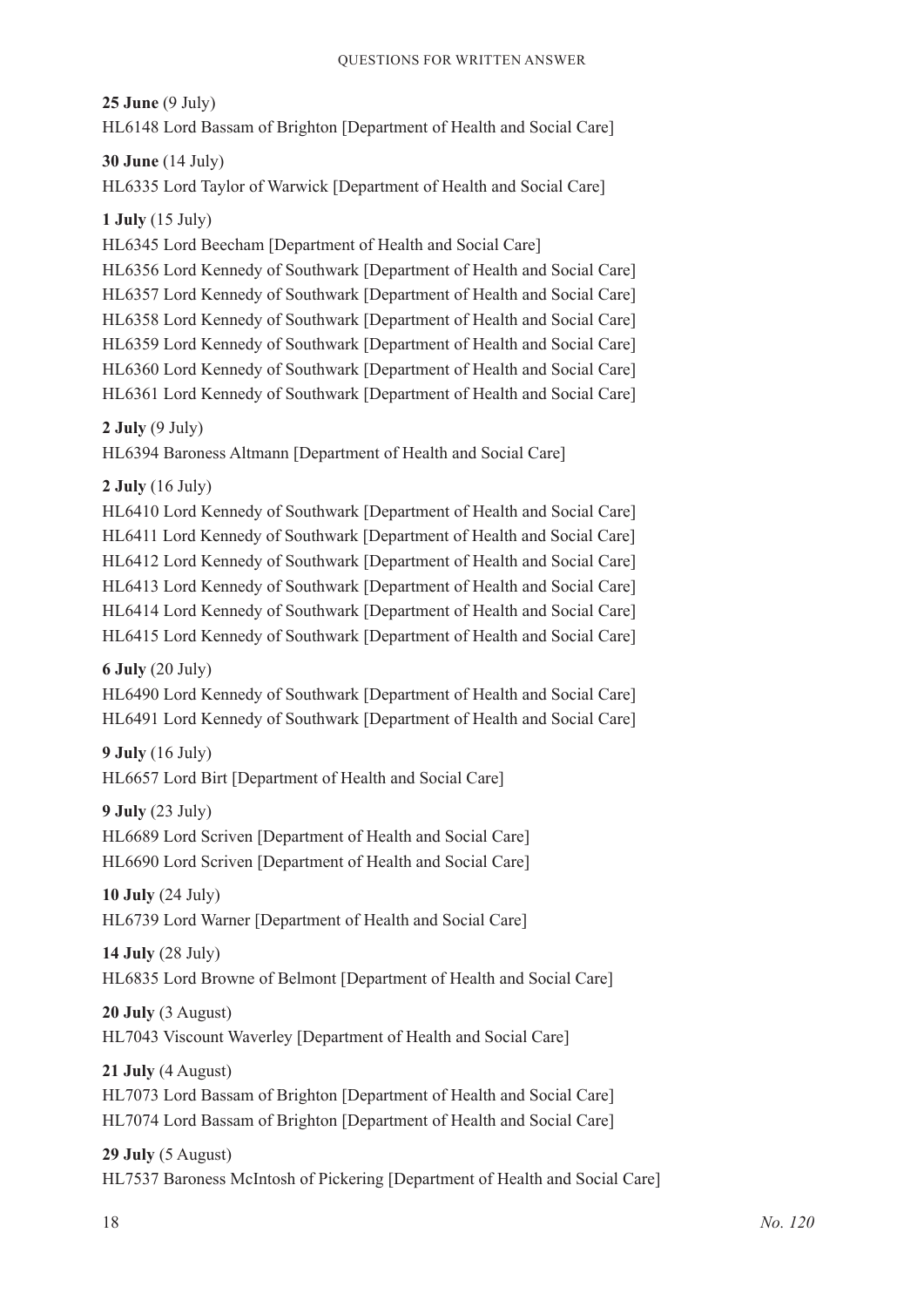**25 June** (9 July)
HL6148 Lord Bassam of Brighton [Department of Health and Social Care]

**30 June** (14 July)
HL6335 Lord Taylor of Warwick [Department of Health and Social Care]

**1 July** (15 July)
HL6345 Lord Beecham [Department of Health and Social Care]
HL6356 Lord Kennedy of Southwark [Department of Health and Social Care]
HL6357 Lord Kennedy of Southwark [Department of Health and Social Care]
HL6358 Lord Kennedy of Southwark [Department of Health and Social Care]
HL6359 Lord Kennedy of Southwark [Department of Health and Social Care]
HL6360 Lord Kennedy of Southwark [Department of Health and Social Care]
HL6361 Lord Kennedy of Southwark [Department of Health and Social Care]

**2 July** (9 July)
HL6394 Baroness Altmann [Department of Health and Social Care]

**2 July** (16 July)
HL6410 Lord Kennedy of Southwark [Department of Health and Social Care]
HL6411 Lord Kennedy of Southwark [Department of Health and Social Care]
HL6412 Lord Kennedy of Southwark [Department of Health and Social Care]
HL6413 Lord Kennedy of Southwark [Department of Health and Social Care]
HL6414 Lord Kennedy of Southwark [Department of Health and Social Care]
HL6415 Lord Kennedy of Southwark [Department of Health and Social Care]

**6 July** (20 July)
HL6490 Lord Kennedy of Southwark [Department of Health and Social Care]
HL6491 Lord Kennedy of Southwark [Department of Health and Social Care]

**9 July** (16 July)
HL6657 Lord Birt [Department of Health and Social Care]

**9 July** (23 July)
HL6689 Lord Scriven [Department of Health and Social Care]
HL6690 Lord Scriven [Department of Health and Social Care]

**10 July** (24 July)
HL6739 Lord Warner [Department of Health and Social Care]

**14 July** (28 July)
HL6835 Lord Browne of Belmont [Department of Health and Social Care]

**20 July** (3 August)
HL7043 Viscount Waverley [Department of Health and Social Care]

**21 July** (4 August)
HL7073 Lord Bassam of Brighton [Department of Health and Social Care]
HL7074 Lord Bassam of Brighton [Department of Health and Social Care]

**29 July** (5 August)
HL7537 Baroness McIntosh of Pickering [Department of Health and Social Care]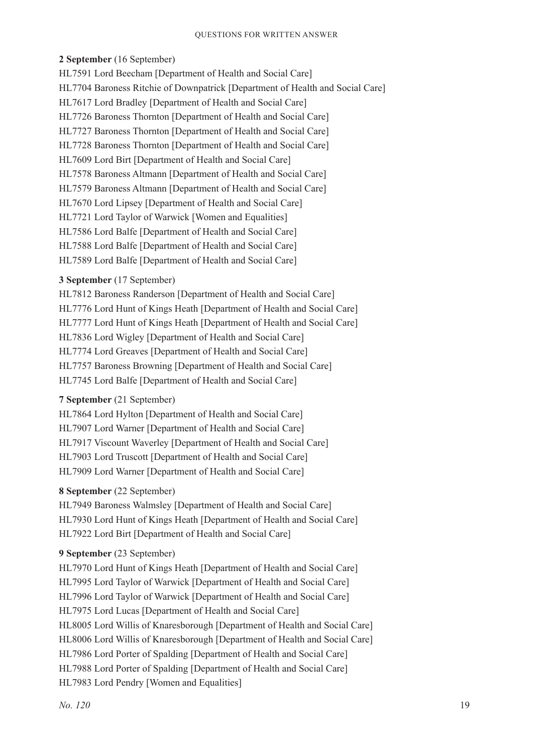**2 September** (16 September)

HL7591 Lord Beecham [Department of Health and Social Care]

HL7704 Baroness Ritchie of Downpatrick [Department of Health and Social Care]

HL7617 Lord Bradley [Department of Health and Social Care]

HL7726 Baroness Thornton [Department of Health and Social Care]

HL7727 Baroness Thornton [Department of Health and Social Care]

HL7728 Baroness Thornton [Department of Health and Social Care]

HL7609 Lord Birt [Department of Health and Social Care]

HL7578 Baroness Altmann [Department of Health and Social Care]

HL7579 Baroness Altmann [Department of Health and Social Care]

HL7670 Lord Lipsey [Department of Health and Social Care]

HL7721 Lord Taylor of Warwick [Women and Equalities]

HL7586 Lord Balfe [Department of Health and Social Care]

HL7588 Lord Balfe [Department of Health and Social Care]

HL7589 Lord Balfe [Department of Health and Social Care]

**3 September** (17 September)

HL7812 Baroness Randerson [Department of Health and Social Care]

HL7776 Lord Hunt of Kings Heath [Department of Health and Social Care]

HL7777 Lord Hunt of Kings Heath [Department of Health and Social Care]

HL7836 Lord Wigley [Department of Health and Social Care]

HL7774 Lord Greaves [Department of Health and Social Care]

HL7757 Baroness Browning [Department of Health and Social Care]

HL7745 Lord Balfe [Department of Health and Social Care]

**7 September** (21 September)

HL7864 Lord Hylton [Department of Health and Social Care]

HL7907 Lord Warner [Department of Health and Social Care]

HL7917 Viscount Waverley [Department of Health and Social Care]

HL7903 Lord Truscott [Department of Health and Social Care]

HL7909 Lord Warner [Department of Health and Social Care]

**8 September** (22 September)

HL7949 Baroness Walmsley [Department of Health and Social Care]

HL7930 Lord Hunt of Kings Heath [Department of Health and Social Care]

HL7922 Lord Birt [Department of Health and Social Care]

**9 September** (23 September)

HL7970 Lord Hunt of Kings Heath [Department of Health and Social Care]

HL7995 Lord Taylor of Warwick [Department of Health and Social Care]

HL7996 Lord Taylor of Warwick [Department of Health and Social Care]

HL7975 Lord Lucas [Department of Health and Social Care]

HL8005 Lord Willis of Knaresborough [Department of Health and Social Care]

HL8006 Lord Willis of Knaresborough [Department of Health and Social Care]

HL7986 Lord Porter of Spalding [Department of Health and Social Care]

HL7988 Lord Porter of Spalding [Department of Health and Social Care]

HL7983 Lord Pendry [Women and Equalities]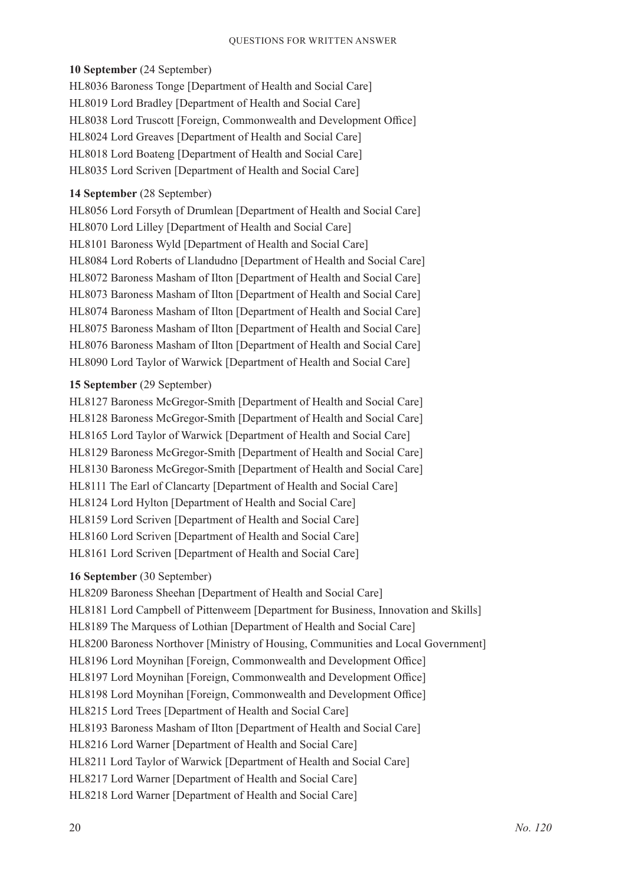**10 September** (24 September)

HL8036 Baroness Tonge [Department of Health and Social Care]

HL8019 Lord Bradley [Department of Health and Social Care]

HL8038 Lord Truscott [Foreign, Commonwealth and Development Office]

HL8024 Lord Greaves [Department of Health and Social Care]

HL8018 Lord Boateng [Department of Health and Social Care]

HL8035 Lord Scriven [Department of Health and Social Care]

**14 September** (28 September)

HL8056 Lord Forsyth of Drumlean [Department of Health and Social Care]

HL8070 Lord Lilley [Department of Health and Social Care]

HL8101 Baroness Wyld [Department of Health and Social Care]

HL8084 Lord Roberts of Llandudno [Department of Health and Social Care]

HL8072 Baroness Masham of Ilton [Department of Health and Social Care]

HL8073 Baroness Masham of Ilton [Department of Health and Social Care]

HL8074 Baroness Masham of Ilton [Department of Health and Social Care]

HL8075 Baroness Masham of Ilton [Department of Health and Social Care]

HL8076 Baroness Masham of Ilton [Department of Health and Social Care]

HL8090 Lord Taylor of Warwick [Department of Health and Social Care]

**15 September** (29 September)

HL8127 Baroness McGregor-Smith [Department of Health and Social Care]

HL8128 Baroness McGregor-Smith [Department of Health and Social Care]

HL8165 Lord Taylor of Warwick [Department of Health and Social Care]

HL8129 Baroness McGregor-Smith [Department of Health and Social Care]

HL8130 Baroness McGregor-Smith [Department of Health and Social Care]

HL8111 The Earl of Clancarty [Department of Health and Social Care]

HL8124 Lord Hylton [Department of Health and Social Care]

HL8159 Lord Scriven [Department of Health and Social Care]

HL8160 Lord Scriven [Department of Health and Social Care]

HL8161 Lord Scriven [Department of Health and Social Care]

**16 September** (30 September)

HL8209 Baroness Sheehan [Department of Health and Social Care]

HL8181 Lord Campbell of Pittenweem [Department for Business, Innovation and Skills]

HL8189 The Marquess of Lothian [Department of Health and Social Care]

HL8200 Baroness Northover [Ministry of Housing, Communities and Local Government]

HL8196 Lord Moynihan [Foreign, Commonwealth and Development Office]

HL8197 Lord Moynihan [Foreign, Commonwealth and Development Office]

HL8198 Lord Moynihan [Foreign, Commonwealth and Development Office]

HL8215 Lord Trees [Department of Health and Social Care]

HL8193 Baroness Masham of Ilton [Department of Health and Social Care]

HL8216 Lord Warner [Department of Health and Social Care]

HL8211 Lord Taylor of Warwick [Department of Health and Social Care]

HL8217 Lord Warner [Department of Health and Social Care]

HL8218 Lord Warner [Department of Health and Social Care]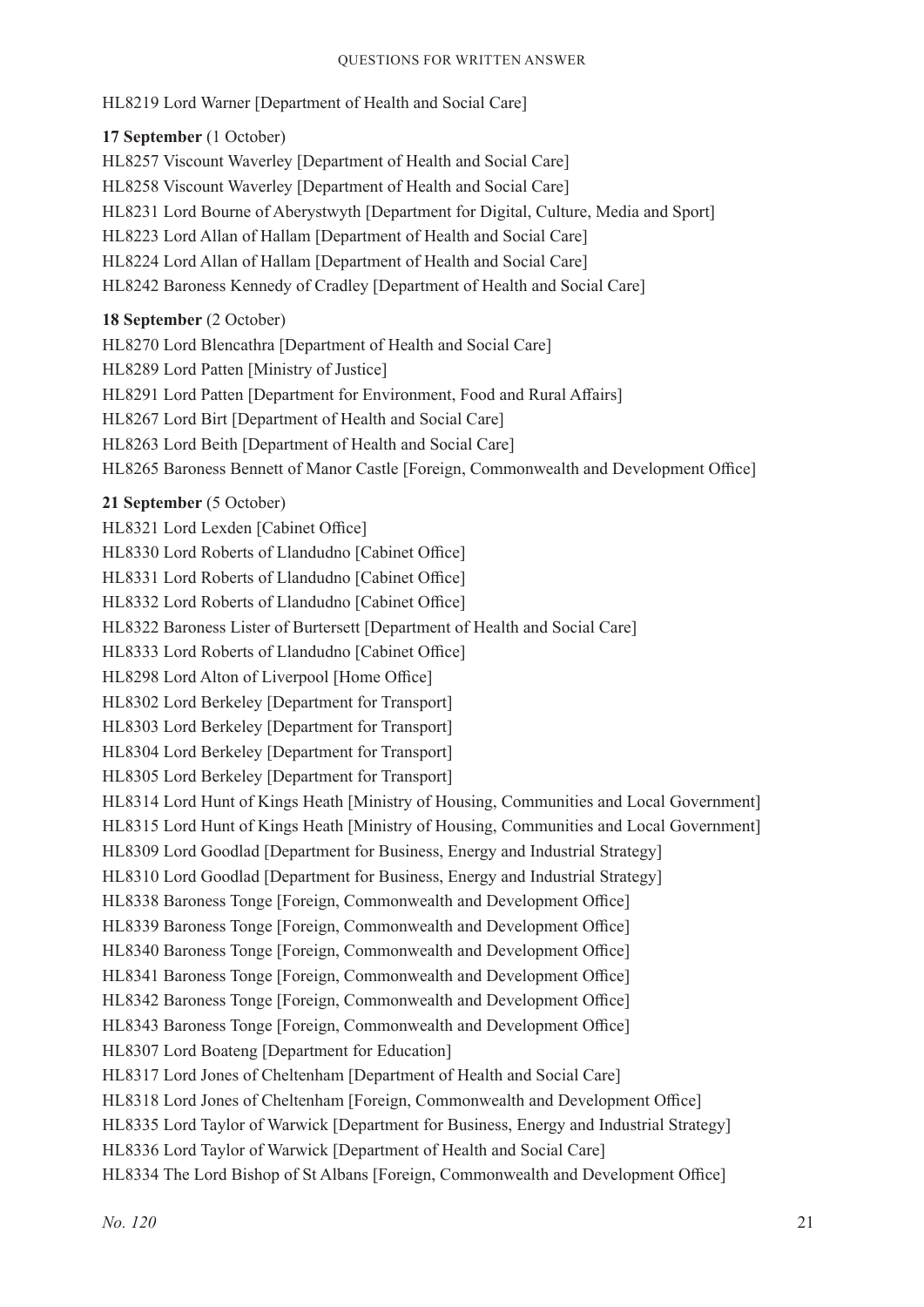HL8219 Lord Warner [Department of Health and Social Care]

**17 September** (1 October)

HL8257 Viscount Waverley [Department of Health and Social Care]

HL8258 Viscount Waverley [Department of Health and Social Care]

HL8231 Lord Bourne of Aberystwyth [Department for Digital, Culture, Media and Sport]

HL8223 Lord Allan of Hallam [Department of Health and Social Care]

HL8224 Lord Allan of Hallam [Department of Health and Social Care]

HL8242 Baroness Kennedy of Cradley [Department of Health and Social Care]

**18 September** (2 October)

HL8270 Lord Blencathra [Department of Health and Social Care]

HL8289 Lord Patten [Ministry of Justice]

HL8291 Lord Patten [Department for Environment, Food and Rural Affairs]

HL8267 Lord Birt [Department of Health and Social Care]

HL8263 Lord Beith [Department of Health and Social Care]

HL8265 Baroness Bennett of Manor Castle [Foreign, Commonwealth and Development Office]

**21 September** (5 October)

HL8321 Lord Lexden [Cabinet Office]

HL8330 Lord Roberts of Llandudno [Cabinet Office]

HL8331 Lord Roberts of Llandudno [Cabinet Office]

HL8332 Lord Roberts of Llandudno [Cabinet Office]

HL8322 Baroness Lister of Burtersett [Department of Health and Social Care]

HL8333 Lord Roberts of Llandudno [Cabinet Office]

HL8298 Lord Alton of Liverpool [Home Office]

HL8302 Lord Berkeley [Department for Transport]

HL8303 Lord Berkeley [Department for Transport]

HL8304 Lord Berkeley [Department for Transport]

HL8305 Lord Berkeley [Department for Transport]

HL8314 Lord Hunt of Kings Heath [Ministry of Housing, Communities and Local Government]

HL8315 Lord Hunt of Kings Heath [Ministry of Housing, Communities and Local Government]

HL8309 Lord Goodlad [Department for Business, Energy and Industrial Strategy]

HL8310 Lord Goodlad [Department for Business, Energy and Industrial Strategy]

HL8338 Baroness Tonge [Foreign, Commonwealth and Development Office]

HL8339 Baroness Tonge [Foreign, Commonwealth and Development Office]

HL8340 Baroness Tonge [Foreign, Commonwealth and Development Office]

HL8341 Baroness Tonge [Foreign, Commonwealth and Development Office]

HL8342 Baroness Tonge [Foreign, Commonwealth and Development Office]

HL8343 Baroness Tonge [Foreign, Commonwealth and Development Office]

HL8307 Lord Boateng [Department for Education]

HL8317 Lord Jones of Cheltenham [Department of Health and Social Care]

HL8318 Lord Jones of Cheltenham [Foreign, Commonwealth and Development Office]

HL8335 Lord Taylor of Warwick [Department for Business, Energy and Industrial Strategy]

HL8336 Lord Taylor of Warwick [Department of Health and Social Care]

HL8334 The Lord Bishop of St Albans [Foreign, Commonwealth and Development Office]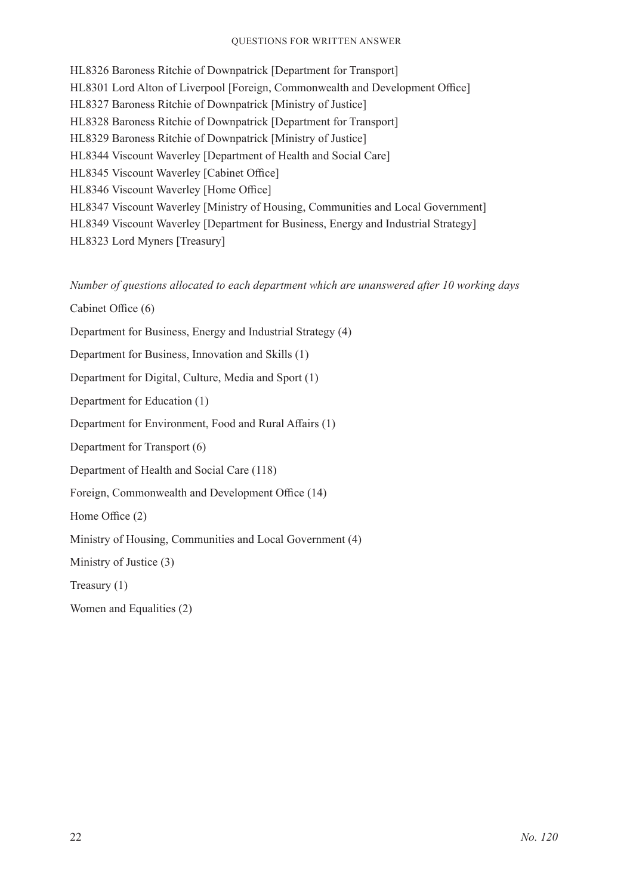HL8326 Baroness Ritchie of Downpatrick [Department for Transport]

HL8301 Lord Alton of Liverpool [Foreign, Commonwealth and Development Office]

HL8327 Baroness Ritchie of Downpatrick [Ministry of Justice]

HL8328 Baroness Ritchie of Downpatrick [Department for Transport]

HL8329 Baroness Ritchie of Downpatrick [Ministry of Justice]

HL8344 Viscount Waverley [Department of Health and Social Care]

HL8345 Viscount Waverley [Cabinet Office]

HL8346 Viscount Waverley [Home Office]

HL8347 Viscount Waverley [Ministry of Housing, Communities and Local Government]

HL8349 Viscount Waverley [Department for Business, Energy and Industrial Strategy]

HL8323 Lord Myners [Treasury]

*Number of questions allocated to each department which are unanswered after 10 working days*

Cabinet Office (6)

Department for Business, Energy and Industrial Strategy (4)

Department for Business, Innovation and Skills (1)

Department for Digital, Culture, Media and Sport (1)

Department for Education (1)

Department for Environment, Food and Rural Affairs (1)

Department for Transport (6)

Department of Health and Social Care (118)

Foreign, Commonwealth and Development Office (14)

Home Office (2)

Ministry of Housing, Communities and Local Government (4)

Ministry of Justice (3)

Treasury (1)

Women and Equalities (2)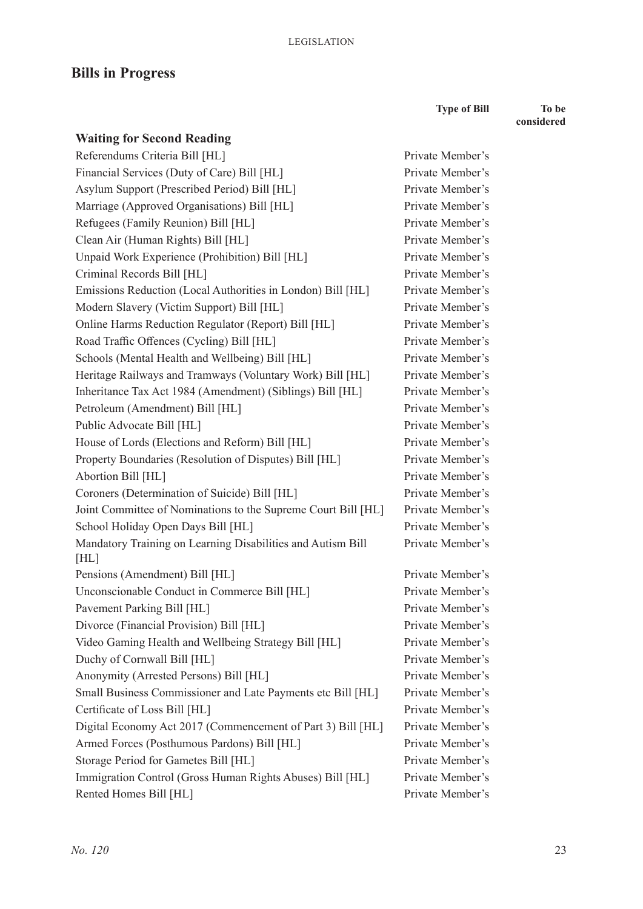## Bills in Progress

| | Type of Bill | To be considered |
|---|---|---|
| **Waiting for Second Reading** | | |
| Referendums Criteria Bill [HL] | Private Member's | |
| Financial Services (Duty of Care) Bill [HL] | Private Member's | |
| Asylum Support (Prescribed Period) Bill [HL] | Private Member's | |
| Marriage (Approved Organisations) Bill [HL] | Private Member's | |
| Refugees (Family Reunion) Bill [HL] | Private Member's | |
| Clean Air (Human Rights) Bill [HL] | Private Member's | |
| Unpaid Work Experience (Prohibition) Bill [HL] | Private Member's | |
| Criminal Records Bill [HL] | Private Member's | |
| Emissions Reduction (Local Authorities in London) Bill [HL] | Private Member's | |
| Modern Slavery (Victim Support) Bill [HL] | Private Member's | |
| Online Harms Reduction Regulator (Report) Bill [HL] | Private Member's | |
| Road Traffic Offences (Cycling) Bill [HL] | Private Member's | |
| Schools (Mental Health and Wellbeing) Bill [HL] | Private Member's | |
| Heritage Railways and Tramways (Voluntary Work) Bill [HL] | Private Member's | |
| Inheritance Tax Act 1984 (Amendment) (Siblings) Bill [HL] | Private Member's | |
| Petroleum (Amendment) Bill [HL] | Private Member's | |
| Public Advocate Bill [HL] | Private Member's | |
| House of Lords (Elections and Reform) Bill [HL] | Private Member's | |
| Property Boundaries (Resolution of Disputes) Bill [HL] | Private Member's | |
| Abortion Bill [HL] | Private Member's | |
| Coroners (Determination of Suicide) Bill [HL] | Private Member's | |
| Joint Committee of Nominations to the Supreme Court Bill [HL] | Private Member's | |
| School Holiday Open Days Bill [HL] | Private Member's | |
| Mandatory Training on Learning Disabilities and Autism Bill [HL] | Private Member's | |
| Pensions (Amendment) Bill [HL] | Private Member's | |
| Unconscionable Conduct in Commerce Bill [HL] | Private Member's | |
| Pavement Parking Bill [HL] | Private Member's | |
| Divorce (Financial Provision) Bill [HL] | Private Member's | |
| Video Gaming Health and Wellbeing Strategy Bill [HL] | Private Member's | |
| Duchy of Cornwall Bill [HL] | Private Member's | |
| Anonymity (Arrested Persons) Bill [HL] | Private Member's | |
| Small Business Commissioner and Late Payments etc Bill [HL] | Private Member's | |
| Certificate of Loss Bill [HL] | Private Member's | |
| Digital Economy Act 2017 (Commencement of Part 3) Bill [HL] | Private Member's | |
| Armed Forces (Posthumous Pardons) Bill [HL] | Private Member's | |
| Storage Period for Gametes Bill [HL] | Private Member's | |
| Immigration Control (Gross Human Rights Abuses) Bill [HL] | Private Member's | |
| Rented Homes Bill [HL] | Private Member's | |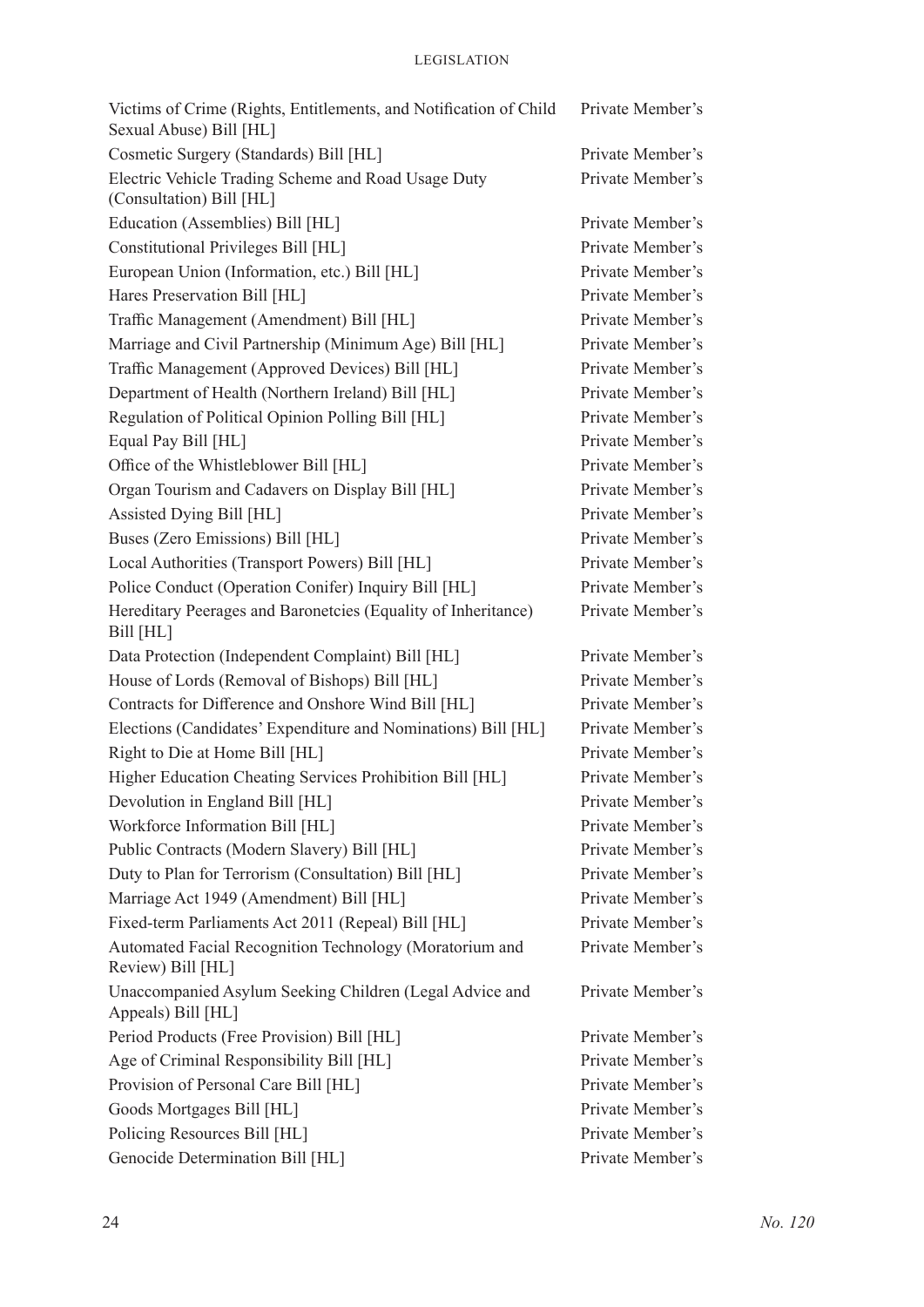| | |
|---|---|
| Victims of Crime (Rights, Entitlements, and Notification of Child Sexual Abuse) Bill [HL] | Private Member's |
| Cosmetic Surgery (Standards) Bill [HL] | Private Member's |
| Electric Vehicle Trading Scheme and Road Usage Duty (Consultation) Bill [HL] | Private Member's |
| Education (Assemblies) Bill [HL] | Private Member's |
| Constitutional Privileges Bill [HL] | Private Member's |
| European Union (Information, etc.) Bill [HL] | Private Member's |
| Hares Preservation Bill [HL] | Private Member's |
| Traffic Management (Amendment) Bill [HL] | Private Member's |
| Marriage and Civil Partnership (Minimum Age) Bill [HL] | Private Member's |
| Traffic Management (Approved Devices) Bill [HL] | Private Member's |
| Department of Health (Northern Ireland) Bill [HL] | Private Member's |
| Regulation of Political Opinion Polling Bill [HL] | Private Member's |
| Equal Pay Bill [HL] | Private Member's |
| Office of the Whistleblower Bill [HL] | Private Member's |
| Organ Tourism and Cadavers on Display Bill [HL] | Private Member's |
| Assisted Dying Bill [HL] | Private Member's |
| Buses (Zero Emissions) Bill [HL] | Private Member's |
| Local Authorities (Transport Powers) Bill [HL] | Private Member's |
| Police Conduct (Operation Conifer) Inquiry Bill [HL] | Private Member's |
| Hereditary Peerages and Baronetcies (Equality of Inheritance) Bill [HL] | Private Member's |
| Data Protection (Independent Complaint) Bill [HL] | Private Member's |
| House of Lords (Removal of Bishops) Bill [HL] | Private Member's |
| Contracts for Difference and Onshore Wind Bill [HL] | Private Member's |
| Elections (Candidates' Expenditure and Nominations) Bill [HL] | Private Member's |
| Right to Die at Home Bill [HL] | Private Member's |
| Higher Education Cheating Services Prohibition Bill [HL] | Private Member's |
| Devolution in England Bill [HL] | Private Member's |
| Workforce Information Bill [HL] | Private Member's |
| Public Contracts (Modern Slavery) Bill [HL] | Private Member's |
| Duty to Plan for Terrorism (Consultation) Bill [HL] | Private Member's |
| Marriage Act 1949 (Amendment) Bill [HL] | Private Member's |
| Fixed-term Parliaments Act 2011 (Repeal) Bill [HL] | Private Member's |
| Automated Facial Recognition Technology (Moratorium and Review) Bill [HL] | Private Member's |
| Unaccompanied Asylum Seeking Children (Legal Advice and Appeals) Bill [HL] | Private Member's |
| Period Products (Free Provision) Bill [HL] | Private Member's |
| Age of Criminal Responsibility Bill [HL] | Private Member's |
| Provision of Personal Care Bill [HL] | Private Member's |
| Goods Mortgages Bill [HL] | Private Member's |
| Policing Resources Bill [HL] | Private Member's |
| Genocide Determination Bill [HL] | Private Member's |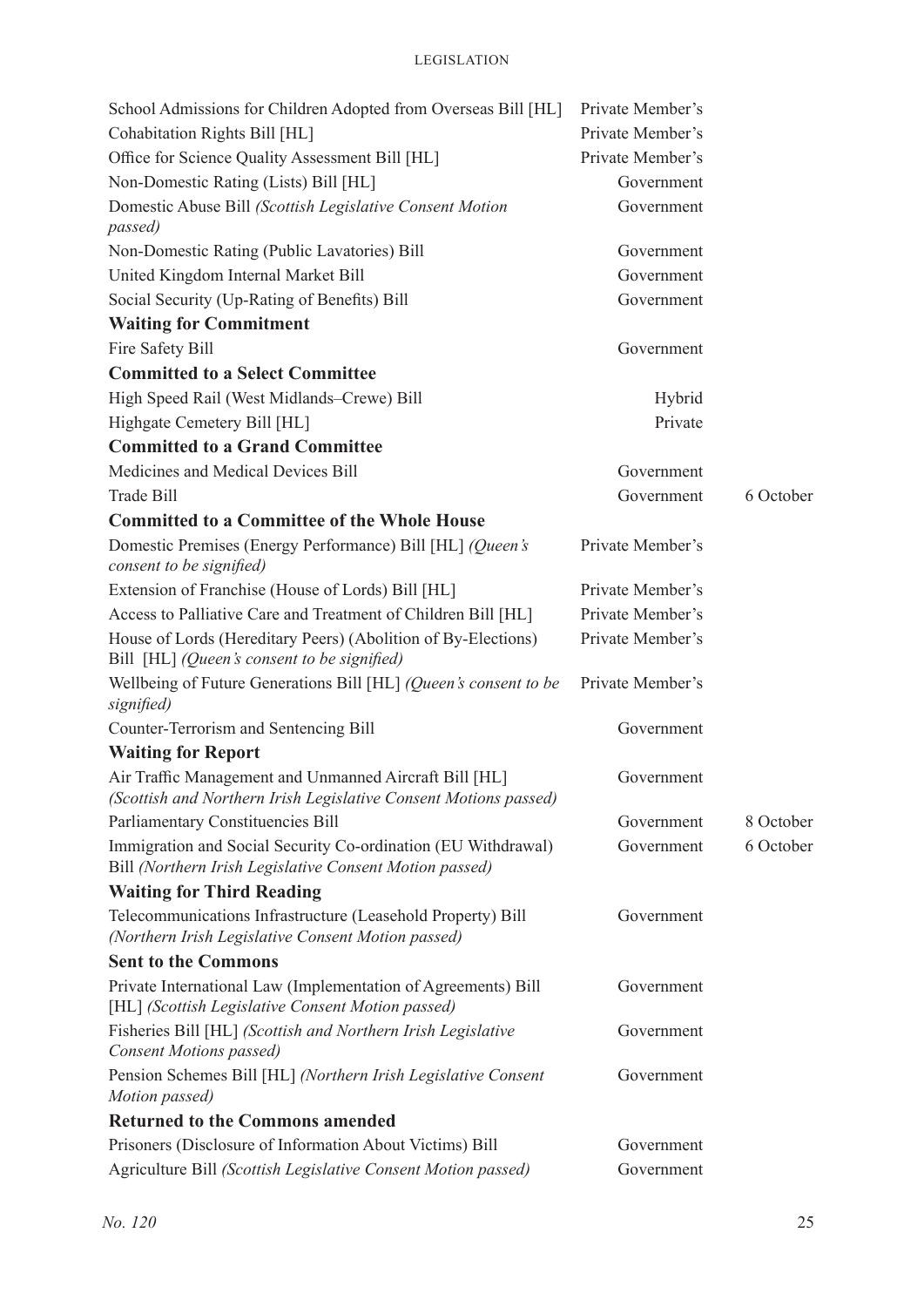| | | |
|---|---|---|
| School Admissions for Children Adopted from Overseas Bill [HL] | Private Member's | |
| Cohabitation Rights Bill [HL] | Private Member's | |
| Office for Science Quality Assessment Bill [HL] | Private Member's | |
| Non-Domestic Rating (Lists) Bill [HL] | Government | |
| Domestic Abuse Bill *(Scottish Legislative Consent Motion passed)* | Government | |
| Non-Domestic Rating (Public Lavatories) Bill | Government | |
| United Kingdom Internal Market Bill | Government | |
| Social Security (Up-Rating of Benefits) Bill | Government | |
| **Waiting for Commitment** | | |
| Fire Safety Bill | Government | |
| **Committed to a Select Committee** | | |
| High Speed Rail (West Midlands–Crewe) Bill | Hybrid | |
| Highgate Cemetery Bill [HL] | Private | |
| **Committed to a Grand Committee** | | |
| Medicines and Medical Devices Bill | Government | |
| Trade Bill | Government | 6 October |
| **Committed to a Committee of the Whole House** | | |
| Domestic Premises (Energy Performance) Bill [HL] *(Queen's consent to be signified)* | Private Member's | |
| Extension of Franchise (House of Lords) Bill [HL] | Private Member's | |
| Access to Palliative Care and Treatment of Children Bill [HL] | Private Member's | |
| House of Lords (Hereditary Peers) (Abolition of By-Elections) Bill [HL] *(Queen's consent to be signified)* | Private Member's | |
| Wellbeing of Future Generations Bill [HL] *(Queen's consent to be signified)* | Private Member's | |
| Counter-Terrorism and Sentencing Bill | Government | |
| **Waiting for Report** | | |
| Air Traffic Management and Unmanned Aircraft Bill [HL] *(Scottish and Northern Irish Legislative Consent Motions passed)* | Government | |
| Parliamentary Constituencies Bill | Government | 8 October |
| Immigration and Social Security Co-ordination (EU Withdrawal) Bill *(Northern Irish Legislative Consent Motion passed)* | Government | 6 October |
| **Waiting for Third Reading** | | |
| Telecommunications Infrastructure (Leasehold Property) Bill *(Northern Irish Legislative Consent Motion passed)* | Government | |
| **Sent to the Commons** | | |
| Private International Law (Implementation of Agreements) Bill [HL] *(Scottish Legislative Consent Motion passed)* | Government | |
| Fisheries Bill [HL] *(Scottish and Northern Irish Legislative Consent Motions passed)* | Government | |
| Pension Schemes Bill [HL] *(Northern Irish Legislative Consent Motion passed)* | Government | |
| **Returned to the Commons amended** | | |
| Prisoners (Disclosure of Information About Victims) Bill | Government | |
| Agriculture Bill *(Scottish Legislative Consent Motion passed)* | Government | |

*No. 120*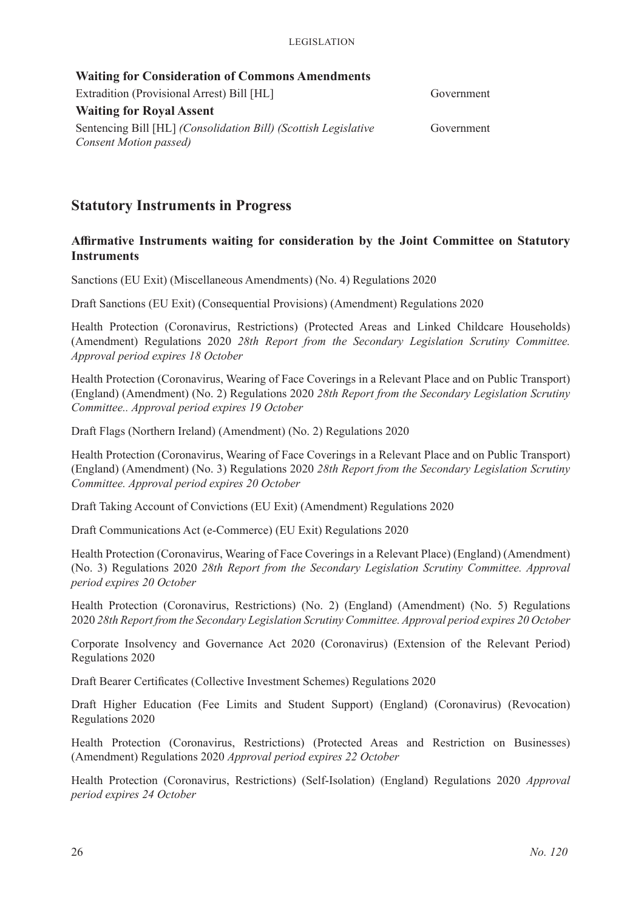**Waiting for Consideration of Commons Amendments**

Extradition (Provisional Arrest) Bill [HL] — Government

**Waiting for Royal Assent**

Sentencing Bill [HL] *(Consolidation Bill) (Scottish Legislative Consent Motion passed)* — Government

## Statutory Instruments in Progress

### Affirmative Instruments waiting for consideration by the Joint Committee on Statutory Instruments

Sanctions (EU Exit) (Miscellaneous Amendments) (No. 4) Regulations 2020

Draft Sanctions (EU Exit) (Consequential Provisions) (Amendment) Regulations 2020

Health Protection (Coronavirus, Restrictions) (Protected Areas and Linked Childcare Households) (Amendment) Regulations 2020 *28th Report from the Secondary Legislation Scrutiny Committee. Approval period expires 18 October*

Health Protection (Coronavirus, Wearing of Face Coverings in a Relevant Place and on Public Transport) (England) (Amendment) (No. 2) Regulations 2020 *28th Report from the Secondary Legislation Scrutiny Committee.. Approval period expires 19 October*

Draft Flags (Northern Ireland) (Amendment) (No. 2) Regulations 2020

Health Protection (Coronavirus, Wearing of Face Coverings in a Relevant Place and on Public Transport) (England) (Amendment) (No. 3) Regulations 2020 *28th Report from the Secondary Legislation Scrutiny Committee. Approval period expires 20 October*

Draft Taking Account of Convictions (EU Exit) (Amendment) Regulations 2020

Draft Communications Act (e-Commerce) (EU Exit) Regulations 2020

Health Protection (Coronavirus, Wearing of Face Coverings in a Relevant Place) (England) (Amendment) (No. 3) Regulations 2020 *28th Report from the Secondary Legislation Scrutiny Committee. Approval period expires 20 October*

Health Protection (Coronavirus, Restrictions) (No. 2) (England) (Amendment) (No. 5) Regulations 2020 *28th Report from the Secondary Legislation Scrutiny Committee. Approval period expires 20 October*

Corporate Insolvency and Governance Act 2020 (Coronavirus) (Extension of the Relevant Period) Regulations 2020

Draft Bearer Certificates (Collective Investment Schemes) Regulations 2020

Draft Higher Education (Fee Limits and Student Support) (England) (Coronavirus) (Revocation) Regulations 2020

Health Protection (Coronavirus, Restrictions) (Protected Areas and Restriction on Businesses) (Amendment) Regulations 2020 *Approval period expires 22 October*

Health Protection (Coronavirus, Restrictions) (Self-Isolation) (England) Regulations 2020 *Approval period expires 24 October*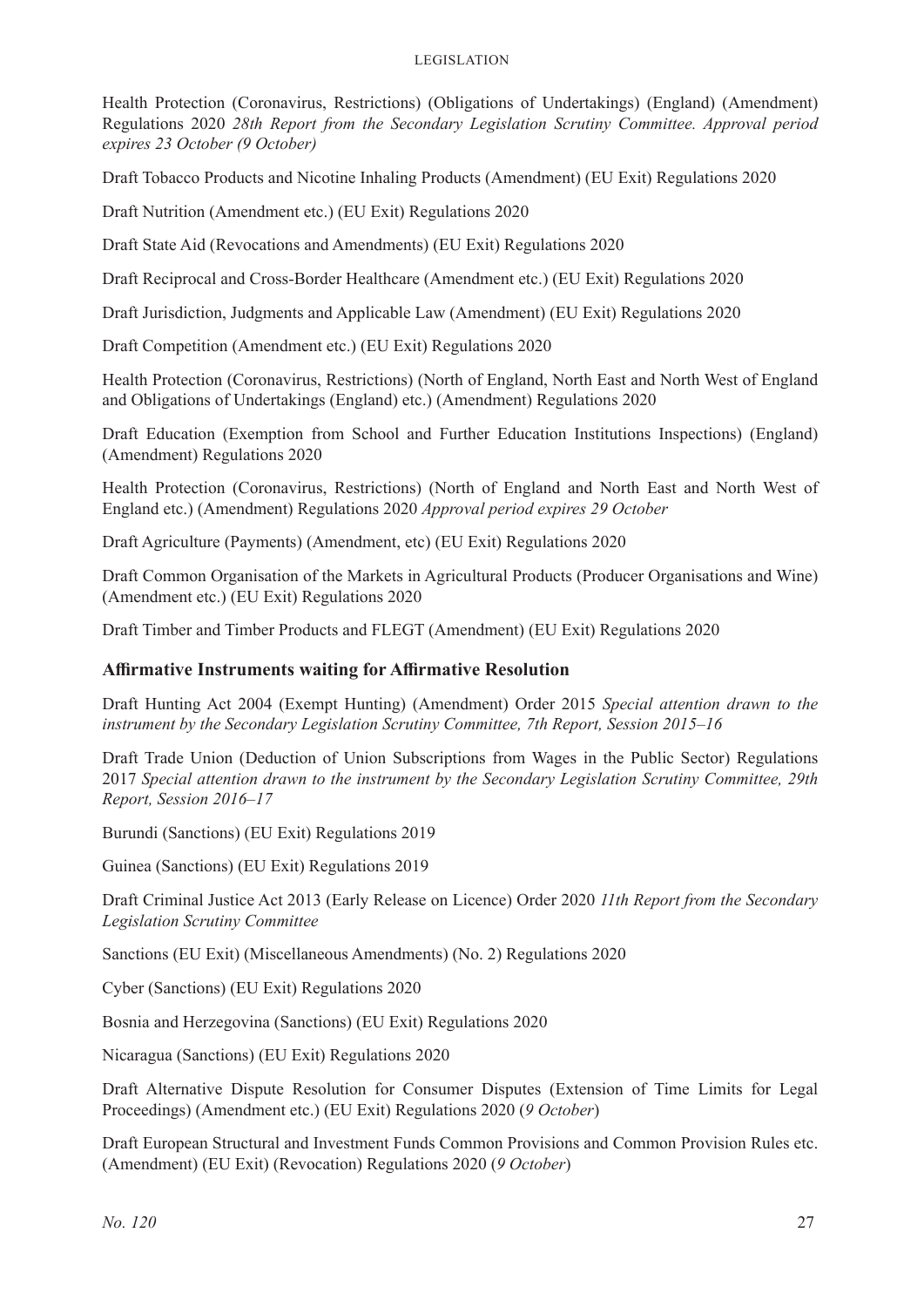Health Protection (Coronavirus, Restrictions) (Obligations of Undertakings) (England) (Amendment) Regulations 2020 *28th Report from the Secondary Legislation Scrutiny Committee. Approval period expires 23 October (9 October)*

Draft Tobacco Products and Nicotine Inhaling Products (Amendment) (EU Exit) Regulations 2020

Draft Nutrition (Amendment etc.) (EU Exit) Regulations 2020

Draft State Aid (Revocations and Amendments) (EU Exit) Regulations 2020

Draft Reciprocal and Cross-Border Healthcare (Amendment etc.) (EU Exit) Regulations 2020

Draft Jurisdiction, Judgments and Applicable Law (Amendment) (EU Exit) Regulations 2020

Draft Competition (Amendment etc.) (EU Exit) Regulations 2020

Health Protection (Coronavirus, Restrictions) (North of England, North East and North West of England and Obligations of Undertakings (England) etc.) (Amendment) Regulations 2020

Draft Education (Exemption from School and Further Education Institutions Inspections) (England) (Amendment) Regulations 2020

Health Protection (Coronavirus, Restrictions) (North of England and North East and North West of England etc.) (Amendment) Regulations 2020 *Approval period expires 29 October*

Draft Agriculture (Payments) (Amendment, etc) (EU Exit) Regulations 2020

Draft Common Organisation of the Markets in Agricultural Products (Producer Organisations and Wine) (Amendment etc.) (EU Exit) Regulations 2020

Draft Timber and Timber Products and FLEGT (Amendment) (EU Exit) Regulations 2020

### Affirmative Instruments waiting for Affirmative Resolution

Draft Hunting Act 2004 (Exempt Hunting) (Amendment) Order 2015 *Special attention drawn to the instrument by the Secondary Legislation Scrutiny Committee, 7th Report, Session 2015–16*

Draft Trade Union (Deduction of Union Subscriptions from Wages in the Public Sector) Regulations 2017 *Special attention drawn to the instrument by the Secondary Legislation Scrutiny Committee, 29th Report, Session 2016–17*

Burundi (Sanctions) (EU Exit) Regulations 2019

Guinea (Sanctions) (EU Exit) Regulations 2019

Draft Criminal Justice Act 2013 (Early Release on Licence) Order 2020 *11th Report from the Secondary Legislation Scrutiny Committee*

Sanctions (EU Exit) (Miscellaneous Amendments) (No. 2) Regulations 2020

Cyber (Sanctions) (EU Exit) Regulations 2020

Bosnia and Herzegovina (Sanctions) (EU Exit) Regulations 2020

Nicaragua (Sanctions) (EU Exit) Regulations 2020

Draft Alternative Dispute Resolution for Consumer Disputes (Extension of Time Limits for Legal Proceedings) (Amendment etc.) (EU Exit) Regulations 2020 (*9 October*)

Draft European Structural and Investment Funds Common Provisions and Common Provision Rules etc. (Amendment) (EU Exit) (Revocation) Regulations 2020 (*9 October*)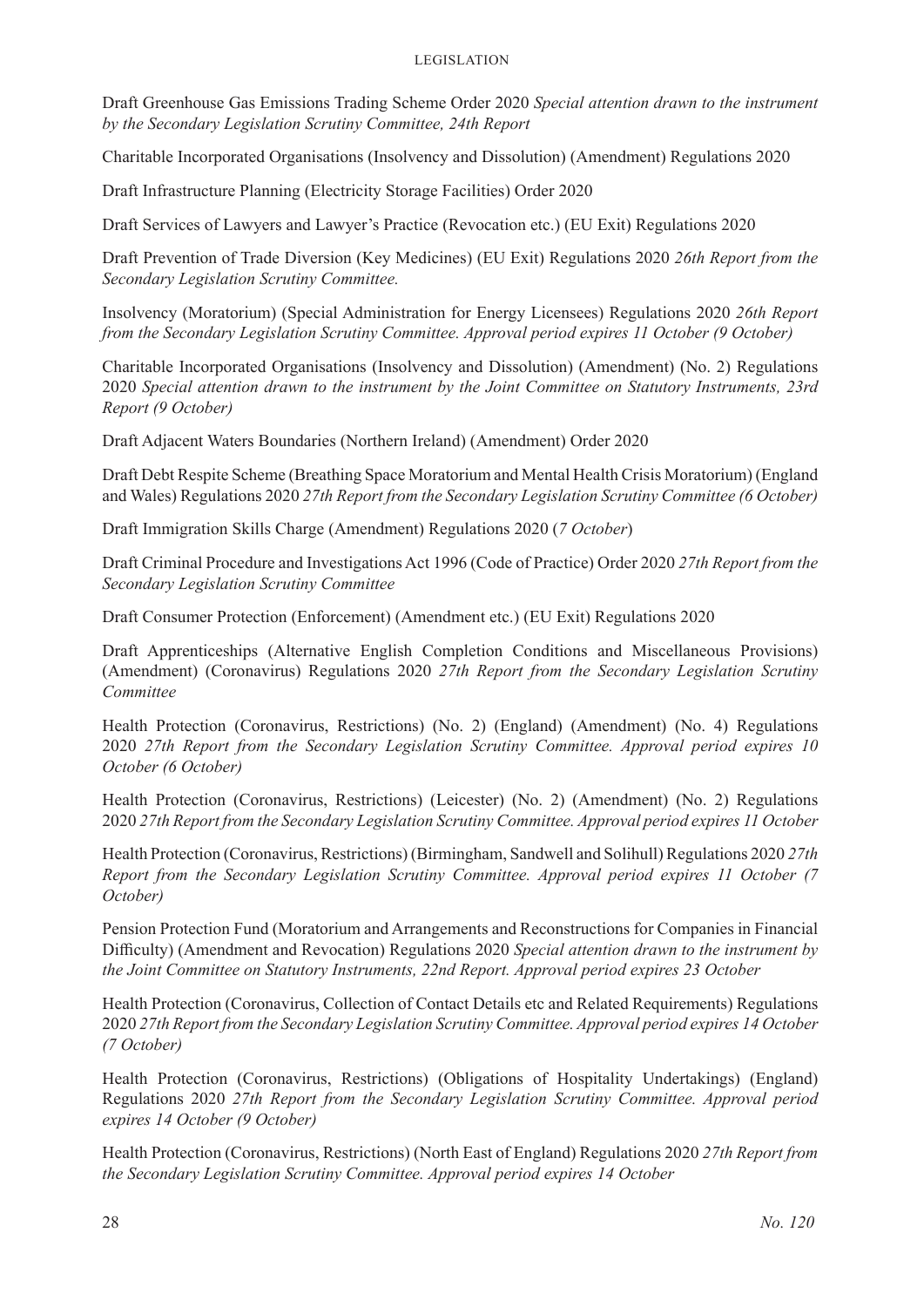Draft Greenhouse Gas Emissions Trading Scheme Order 2020 *Special attention drawn to the instrument by the Secondary Legislation Scrutiny Committee, 24th Report*

Charitable Incorporated Organisations (Insolvency and Dissolution) (Amendment) Regulations 2020

Draft Infrastructure Planning (Electricity Storage Facilities) Order 2020

Draft Services of Lawyers and Lawyer's Practice (Revocation etc.) (EU Exit) Regulations 2020

Draft Prevention of Trade Diversion (Key Medicines) (EU Exit) Regulations 2020 *26th Report from the Secondary Legislation Scrutiny Committee.*

Insolvency (Moratorium) (Special Administration for Energy Licensees) Regulations 2020 *26th Report from the Secondary Legislation Scrutiny Committee. Approval period expires 11 October (9 October)*

Charitable Incorporated Organisations (Insolvency and Dissolution) (Amendment) (No. 2) Regulations 2020 *Special attention drawn to the instrument by the Joint Committee on Statutory Instruments, 23rd Report (9 October)*

Draft Adjacent Waters Boundaries (Northern Ireland) (Amendment) Order 2020

Draft Debt Respite Scheme (Breathing Space Moratorium and Mental Health Crisis Moratorium) (England and Wales) Regulations 2020 *27th Report from the Secondary Legislation Scrutiny Committee (6 October)*

Draft Immigration Skills Charge (Amendment) Regulations 2020 (*7 October*)

Draft Criminal Procedure and Investigations Act 1996 (Code of Practice) Order 2020 *27th Report from the Secondary Legislation Scrutiny Committee*

Draft Consumer Protection (Enforcement) (Amendment etc.) (EU Exit) Regulations 2020

Draft Apprenticeships (Alternative English Completion Conditions and Miscellaneous Provisions) (Amendment) (Coronavirus) Regulations 2020 *27th Report from the Secondary Legislation Scrutiny Committee*

Health Protection (Coronavirus, Restrictions) (No. 2) (England) (Amendment) (No. 4) Regulations 2020 *27th Report from the Secondary Legislation Scrutiny Committee. Approval period expires 10 October (6 October)*

Health Protection (Coronavirus, Restrictions) (Leicester) (No. 2) (Amendment) (No. 2) Regulations 2020 *27th Report from the Secondary Legislation Scrutiny Committee. Approval period expires 11 October*

Health Protection (Coronavirus, Restrictions) (Birmingham, Sandwell and Solihull) Regulations 2020 *27th Report from the Secondary Legislation Scrutiny Committee. Approval period expires 11 October (7 October)*

Pension Protection Fund (Moratorium and Arrangements and Reconstructions for Companies in Financial Difficulty) (Amendment and Revocation) Regulations 2020 *Special attention drawn to the instrument by the Joint Committee on Statutory Instruments, 22nd Report. Approval period expires 23 October*

Health Protection (Coronavirus, Collection of Contact Details etc and Related Requirements) Regulations 2020 *27th Report from the Secondary Legislation Scrutiny Committee. Approval period expires 14 October (7 October)*

Health Protection (Coronavirus, Restrictions) (Obligations of Hospitality Undertakings) (England) Regulations 2020 *27th Report from the Secondary Legislation Scrutiny Committee. Approval period expires 14 October (9 October)*

Health Protection (Coronavirus, Restrictions) (North East of England) Regulations 2020 *27th Report from the Secondary Legislation Scrutiny Committee. Approval period expires 14 October*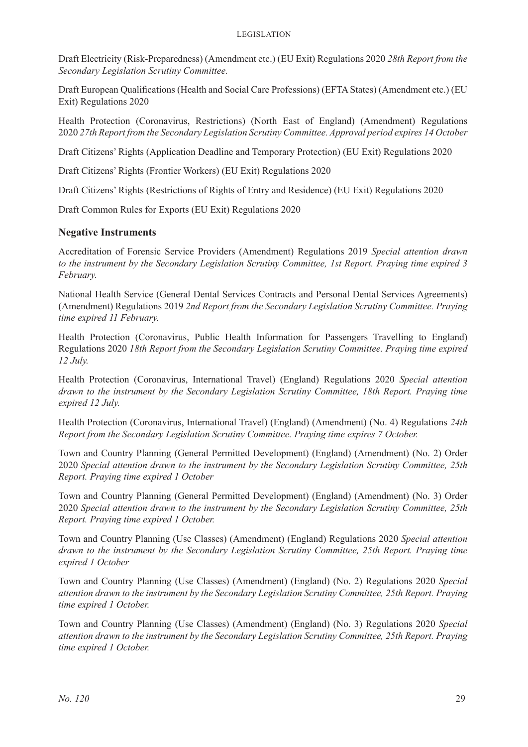Draft Electricity (Risk-Preparedness) (Amendment etc.) (EU Exit) Regulations 2020 *28th Report from the Secondary Legislation Scrutiny Committee.*

Draft European Qualifications (Health and Social Care Professions) (EFTA States) (Amendment etc.) (EU Exit) Regulations 2020

Health Protection (Coronavirus, Restrictions) (North East of England) (Amendment) Regulations 2020 *27th Report from the Secondary Legislation Scrutiny Committee. Approval period expires 14 October*

Draft Citizens' Rights (Application Deadline and Temporary Protection) (EU Exit) Regulations 2020

Draft Citizens' Rights (Frontier Workers) (EU Exit) Regulations 2020

Draft Citizens' Rights (Restrictions of Rights of Entry and Residence) (EU Exit) Regulations 2020

Draft Common Rules for Exports (EU Exit) Regulations 2020

### Negative Instruments

Accreditation of Forensic Service Providers (Amendment) Regulations 2019 *Special attention drawn to the instrument by the Secondary Legislation Scrutiny Committee, 1st Report. Praying time expired 3 February.*

National Health Service (General Dental Services Contracts and Personal Dental Services Agreements) (Amendment) Regulations 2019 *2nd Report from the Secondary Legislation Scrutiny Committee. Praying time expired 11 February.*

Health Protection (Coronavirus, Public Health Information for Passengers Travelling to England) Regulations 2020 *18th Report from the Secondary Legislation Scrutiny Committee. Praying time expired 12 July.*

Health Protection (Coronavirus, International Travel) (England) Regulations 2020 *Special attention drawn to the instrument by the Secondary Legislation Scrutiny Committee, 18th Report. Praying time expired 12 July.*

Health Protection (Coronavirus, International Travel) (England) (Amendment) (No. 4) Regulations *24th Report from the Secondary Legislation Scrutiny Committee. Praying time expires 7 October.*

Town and Country Planning (General Permitted Development) (England) (Amendment) (No. 2) Order 2020 *Special attention drawn to the instrument by the Secondary Legislation Scrutiny Committee, 25th Report. Praying time expired 1 October*

Town and Country Planning (General Permitted Development) (England) (Amendment) (No. 3) Order 2020 *Special attention drawn to the instrument by the Secondary Legislation Scrutiny Committee, 25th Report. Praying time expired 1 October.*

Town and Country Planning (Use Classes) (Amendment) (England) Regulations 2020 *Special attention drawn to the instrument by the Secondary Legislation Scrutiny Committee, 25th Report. Praying time expired 1 October*

Town and Country Planning (Use Classes) (Amendment) (England) (No. 2) Regulations 2020 *Special attention drawn to the instrument by the Secondary Legislation Scrutiny Committee, 25th Report. Praying time expired 1 October.*

Town and Country Planning (Use Classes) (Amendment) (England) (No. 3) Regulations 2020 *Special attention drawn to the instrument by the Secondary Legislation Scrutiny Committee, 25th Report. Praying time expired 1 October.*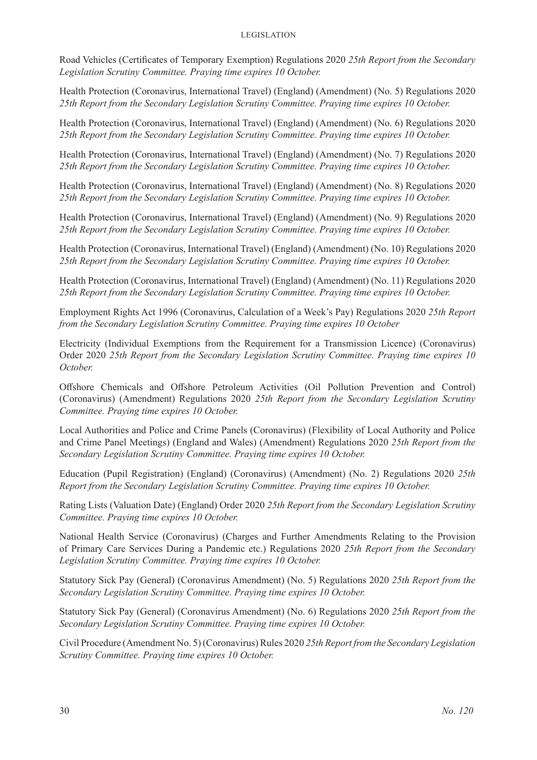Road Vehicles (Certificates of Temporary Exemption) Regulations 2020 *25th Report from the Secondary Legislation Scrutiny Committee. Praying time expires 10 October.*

Health Protection (Coronavirus, International Travel) (England) (Amendment) (No. 5) Regulations 2020 *25th Report from the Secondary Legislation Scrutiny Committee. Praying time expires 10 October.*

Health Protection (Coronavirus, International Travel) (England) (Amendment) (No. 6) Regulations 2020 *25th Report from the Secondary Legislation Scrutiny Committee. Praying time expires 10 October.*

Health Protection (Coronavirus, International Travel) (England) (Amendment) (No. 7) Regulations 2020 *25th Report from the Secondary Legislation Scrutiny Committee. Praying time expires 10 October.*

Health Protection (Coronavirus, International Travel) (England) (Amendment) (No. 8) Regulations 2020 *25th Report from the Secondary Legislation Scrutiny Committee. Praying time expires 10 October.*

Health Protection (Coronavirus, International Travel) (England) (Amendment) (No. 9) Regulations 2020 *25th Report from the Secondary Legislation Scrutiny Committee. Praying time expires 10 October.*

Health Protection (Coronavirus, International Travel) (England) (Amendment) (No. 10) Regulations 2020 *25th Report from the Secondary Legislation Scrutiny Committee. Praying time expires 10 October.*

Health Protection (Coronavirus, International Travel) (England) (Amendment) (No. 11) Regulations 2020 *25th Report from the Secondary Legislation Scrutiny Committee. Praying time expires 10 October.*

Employment Rights Act 1996 (Coronavirus, Calculation of a Week's Pay) Regulations 2020 *25th Report from the Secondary Legislation Scrutiny Committee. Praying time expires 10 October*

Electricity (Individual Exemptions from the Requirement for a Transmission Licence) (Coronavirus) Order 2020 *25th Report from the Secondary Legislation Scrutiny Committee. Praying time expires 10 October.*

Offshore Chemicals and Offshore Petroleum Activities (Oil Pollution Prevention and Control) (Coronavirus) (Amendment) Regulations 2020 *25th Report from the Secondary Legislation Scrutiny Committee. Praying time expires 10 October.*

Local Authorities and Police and Crime Panels (Coronavirus) (Flexibility of Local Authority and Police and Crime Panel Meetings) (England and Wales) (Amendment) Regulations 2020 *25th Report from the Secondary Legislation Scrutiny Committee. Praying time expires 10 October.*

Education (Pupil Registration) (England) (Coronavirus) (Amendment) (No. 2) Regulations 2020 *25th Report from the Secondary Legislation Scrutiny Committee. Praying time expires 10 October.*

Rating Lists (Valuation Date) (England) Order 2020 *25th Report from the Secondary Legislation Scrutiny Committee. Praying time expires 10 October.*

National Health Service (Coronavirus) (Charges and Further Amendments Relating to the Provision of Primary Care Services During a Pandemic etc.) Regulations 2020 *25th Report from the Secondary Legislation Scrutiny Committee. Praying time expires 10 October.*

Statutory Sick Pay (General) (Coronavirus Amendment) (No. 5) Regulations 2020 *25th Report from the Secondary Legislation Scrutiny Committee. Praying time expires 10 October.*

Statutory Sick Pay (General) (Coronavirus Amendment) (No. 6) Regulations 2020 *25th Report from the Secondary Legislation Scrutiny Committee. Praying time expires 10 October.*

Civil Procedure (Amendment No. 5) (Coronavirus) Rules 2020 *25th Report from the Secondary Legislation Scrutiny Committee. Praying time expires 10 October.*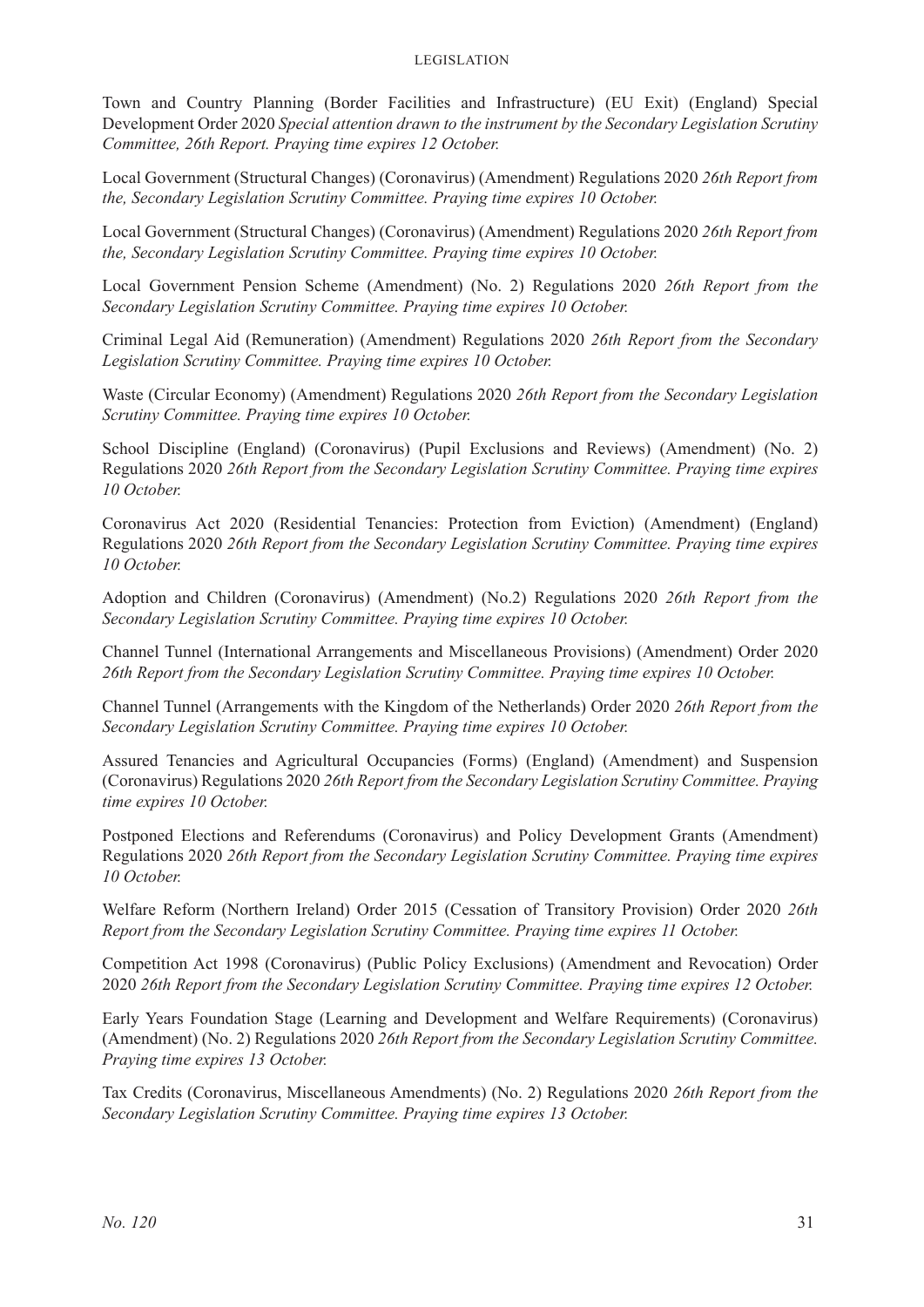Town and Country Planning (Border Facilities and Infrastructure) (EU Exit) (England) Special Development Order 2020 *Special attention drawn to the instrument by the Secondary Legislation Scrutiny Committee, 26th Report. Praying time expires 12 October.*

Local Government (Structural Changes) (Coronavirus) (Amendment) Regulations 2020 *26th Report from the, Secondary Legislation Scrutiny Committee. Praying time expires 10 October.*

Local Government (Structural Changes) (Coronavirus) (Amendment) Regulations 2020 *26th Report from the, Secondary Legislation Scrutiny Committee. Praying time expires 10 October.*

Local Government Pension Scheme (Amendment) (No. 2) Regulations 2020 *26th Report from the Secondary Legislation Scrutiny Committee. Praying time expires 10 October.*

Criminal Legal Aid (Remuneration) (Amendment) Regulations 2020 *26th Report from the Secondary Legislation Scrutiny Committee. Praying time expires 10 October.*

Waste (Circular Economy) (Amendment) Regulations 2020 *26th Report from the Secondary Legislation Scrutiny Committee. Praying time expires 10 October.*

School Discipline (England) (Coronavirus) (Pupil Exclusions and Reviews) (Amendment) (No. 2) Regulations 2020 *26th Report from the Secondary Legislation Scrutiny Committee. Praying time expires 10 October.*

Coronavirus Act 2020 (Residential Tenancies: Protection from Eviction) (Amendment) (England) Regulations 2020 *26th Report from the Secondary Legislation Scrutiny Committee. Praying time expires 10 October.*

Adoption and Children (Coronavirus) (Amendment) (No.2) Regulations 2020 *26th Report from the Secondary Legislation Scrutiny Committee. Praying time expires 10 October.*

Channel Tunnel (International Arrangements and Miscellaneous Provisions) (Amendment) Order 2020 *26th Report from the Secondary Legislation Scrutiny Committee. Praying time expires 10 October.*

Channel Tunnel (Arrangements with the Kingdom of the Netherlands) Order 2020 *26th Report from the Secondary Legislation Scrutiny Committee. Praying time expires 10 October.*

Assured Tenancies and Agricultural Occupancies (Forms) (England) (Amendment) and Suspension (Coronavirus) Regulations 2020 *26th Report from the Secondary Legislation Scrutiny Committee. Praying time expires 10 October.*

Postponed Elections and Referendums (Coronavirus) and Policy Development Grants (Amendment) Regulations 2020 *26th Report from the Secondary Legislation Scrutiny Committee. Praying time expires 10 October.*

Welfare Reform (Northern Ireland) Order 2015 (Cessation of Transitory Provision) Order 2020 *26th Report from the Secondary Legislation Scrutiny Committee. Praying time expires 11 October.*

Competition Act 1998 (Coronavirus) (Public Policy Exclusions) (Amendment and Revocation) Order 2020 *26th Report from the Secondary Legislation Scrutiny Committee. Praying time expires 12 October.*

Early Years Foundation Stage (Learning and Development and Welfare Requirements) (Coronavirus) (Amendment) (No. 2) Regulations 2020 *26th Report from the Secondary Legislation Scrutiny Committee. Praying time expires 13 October.*

Tax Credits (Coronavirus, Miscellaneous Amendments) (No. 2) Regulations 2020 *26th Report from the Secondary Legislation Scrutiny Committee. Praying time expires 13 October.*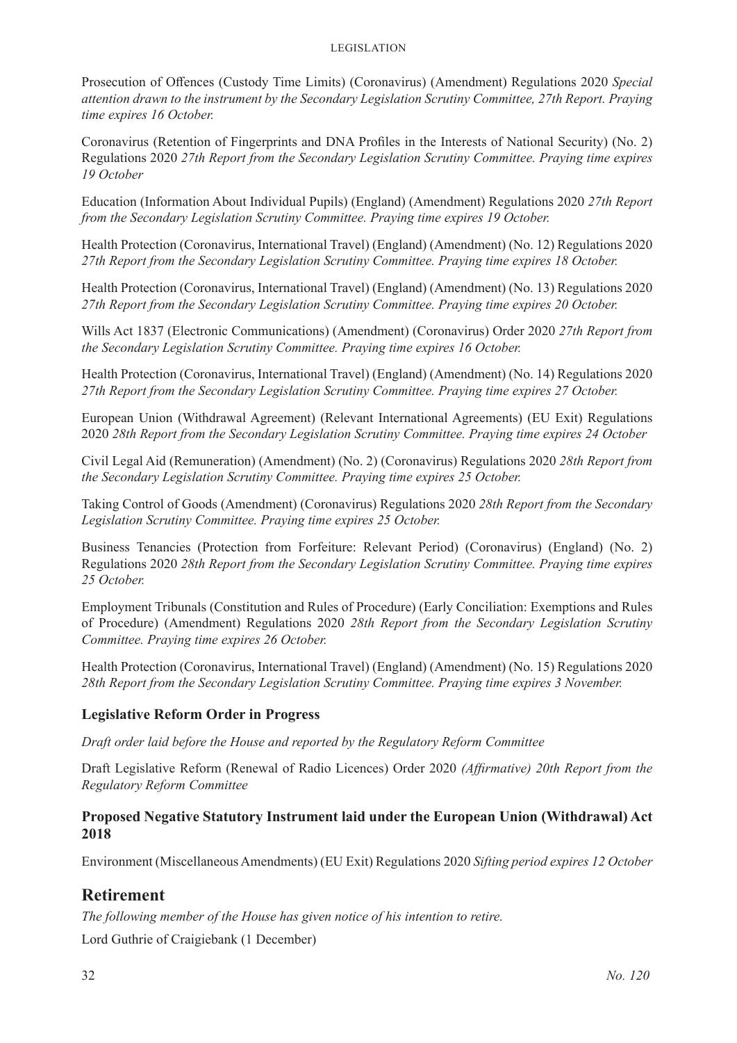Prosecution of Offences (Custody Time Limits) (Coronavirus) (Amendment) Regulations 2020 *Special attention drawn to the instrument by the Secondary Legislation Scrutiny Committee, 27th Report. Praying time expires 16 October.*

Coronavirus (Retention of Fingerprints and DNA Profiles in the Interests of National Security) (No. 2) Regulations 2020 *27th Report from the Secondary Legislation Scrutiny Committee. Praying time expires 19 October*

Education (Information About Individual Pupils) (England) (Amendment) Regulations 2020 *27th Report from the Secondary Legislation Scrutiny Committee. Praying time expires 19 October.*

Health Protection (Coronavirus, International Travel) (England) (Amendment) (No. 12) Regulations 2020 *27th Report from the Secondary Legislation Scrutiny Committee. Praying time expires 18 October.*

Health Protection (Coronavirus, International Travel) (England) (Amendment) (No. 13) Regulations 2020 *27th Report from the Secondary Legislation Scrutiny Committee. Praying time expires 20 October.*

Wills Act 1837 (Electronic Communications) (Amendment) (Coronavirus) Order 2020 *27th Report from the Secondary Legislation Scrutiny Committee. Praying time expires 16 October.*

Health Protection (Coronavirus, International Travel) (England) (Amendment) (No. 14) Regulations 2020 *27th Report from the Secondary Legislation Scrutiny Committee. Praying time expires 27 October.*

European Union (Withdrawal Agreement) (Relevant International Agreements) (EU Exit) Regulations 2020 *28th Report from the Secondary Legislation Scrutiny Committee. Praying time expires 24 October*

Civil Legal Aid (Remuneration) (Amendment) (No. 2) (Coronavirus) Regulations 2020 *28th Report from the Secondary Legislation Scrutiny Committee. Praying time expires 25 October.*

Taking Control of Goods (Amendment) (Coronavirus) Regulations 2020 *28th Report from the Secondary Legislation Scrutiny Committee. Praying time expires 25 October.*

Business Tenancies (Protection from Forfeiture: Relevant Period) (Coronavirus) (England) (No. 2) Regulations 2020 *28th Report from the Secondary Legislation Scrutiny Committee. Praying time expires 25 October.*

Employment Tribunals (Constitution and Rules of Procedure) (Early Conciliation: Exemptions and Rules of Procedure) (Amendment) Regulations 2020 *28th Report from the Secondary Legislation Scrutiny Committee. Praying time expires 26 October.*

Health Protection (Coronavirus, International Travel) (England) (Amendment) (No. 15) Regulations 2020 *28th Report from the Secondary Legislation Scrutiny Committee. Praying time expires 3 November.*

### Legislative Reform Order in Progress

*Draft order laid before the House and reported by the Regulatory Reform Committee*

Draft Legislative Reform (Renewal of Radio Licences) Order 2020 *(Affirmative) 20th Report from the Regulatory Reform Committee*

### Proposed Negative Statutory Instrument laid under the European Union (Withdrawal) Act 2018

Environment (Miscellaneous Amendments) (EU Exit) Regulations 2020 *Sifting period expires 12 October*

## Retirement

*The following member of the House has given notice of his intention to retire.*

Lord Guthrie of Craigiebank (1 December)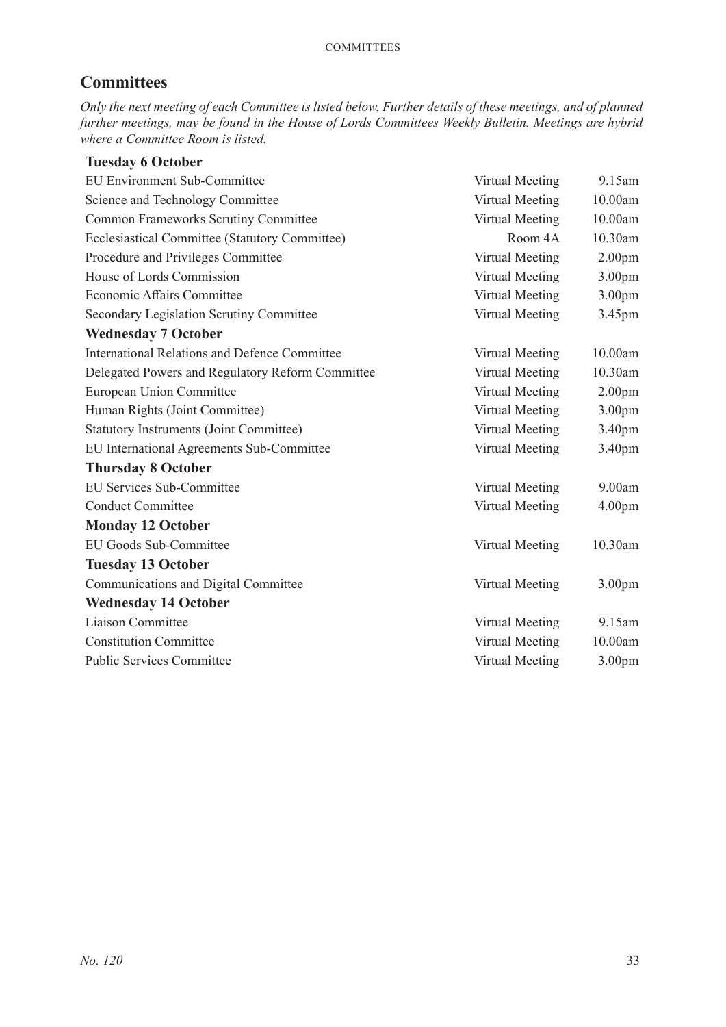## Committees

*Only the next meeting of each Committee is listed below. Further details of these meetings, and of planned further meetings, may be found in the House of Lords Committees Weekly Bulletin. Meetings are hybrid where a Committee Room is listed.*

| | | |
|---|---|---|
| **Tuesday 6 October** | | |
| EU Environment Sub-Committee | Virtual Meeting | 9.15am |
| Science and Technology Committee | Virtual Meeting | 10.00am |
| Common Frameworks Scrutiny Committee | Virtual Meeting | 10.00am |
| Ecclesiastical Committee (Statutory Committee) | Room 4A | 10.30am |
| Procedure and Privileges Committee | Virtual Meeting | 2.00pm |
| House of Lords Commission | Virtual Meeting | 3.00pm |
| Economic Affairs Committee | Virtual Meeting | 3.00pm |
| Secondary Legislation Scrutiny Committee | Virtual Meeting | 3.45pm |
| **Wednesday 7 October** | | |
| International Relations and Defence Committee | Virtual Meeting | 10.00am |
| Delegated Powers and Regulatory Reform Committee | Virtual Meeting | 10.30am |
| European Union Committee | Virtual Meeting | 2.00pm |
| Human Rights (Joint Committee) | Virtual Meeting | 3.00pm |
| Statutory Instruments (Joint Committee) | Virtual Meeting | 3.40pm |
| EU International Agreements Sub-Committee | Virtual Meeting | 3.40pm |
| **Thursday 8 October** | | |
| EU Services Sub-Committee | Virtual Meeting | 9.00am |
| Conduct Committee | Virtual Meeting | 4.00pm |
| **Monday 12 October** | | |
| EU Goods Sub-Committee | Virtual Meeting | 10.30am |
| **Tuesday 13 October** | | |
| Communications and Digital Committee | Virtual Meeting | 3.00pm |
| **Wednesday 14 October** | | |
| Liaison Committee | Virtual Meeting | 9.15am |
| Constitution Committee | Virtual Meeting | 10.00am |
| Public Services Committee | Virtual Meeting | 3.00pm |

*No. 120*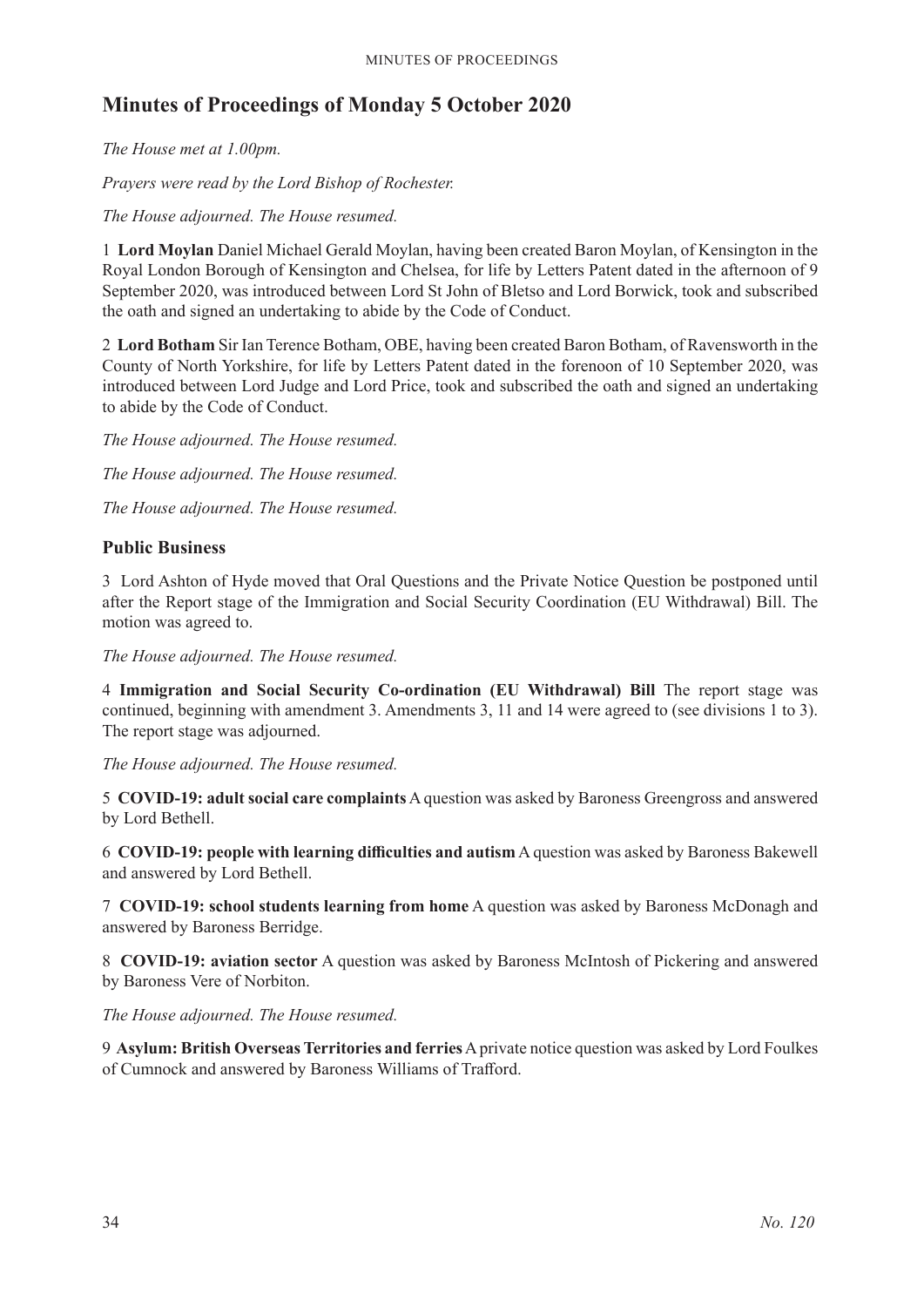# Minutes of Proceedings of Monday 5 October 2020

*The House met at 1.00pm.*

*Prayers were read by the Lord Bishop of Rochester.*

*The House adjourned. The House resumed.*

1 **Lord Moylan** Daniel Michael Gerald Moylan, having been created Baron Moylan, of Kensington in the Royal London Borough of Kensington and Chelsea, for life by Letters Patent dated in the afternoon of 9 September 2020, was introduced between Lord St John of Bletso and Lord Borwick, took and subscribed the oath and signed an undertaking to abide by the Code of Conduct.

2 **Lord Botham** Sir Ian Terence Botham, OBE, having been created Baron Botham, of Ravensworth in the County of North Yorkshire, for life by Letters Patent dated in the forenoon of 10 September 2020, was introduced between Lord Judge and Lord Price, took and subscribed the oath and signed an undertaking to abide by the Code of Conduct.

*The House adjourned. The House resumed.*

*The House adjourned. The House resumed.*

*The House adjourned. The House resumed.*

## Public Business

3 Lord Ashton of Hyde moved that Oral Questions and the Private Notice Question be postponed until after the Report stage of the Immigration and Social Security Coordination (EU Withdrawal) Bill. The motion was agreed to.

*The House adjourned. The House resumed.*

4 **Immigration and Social Security Co-ordination (EU Withdrawal) Bill** The report stage was continued, beginning with amendment 3. Amendments 3, 11 and 14 were agreed to (see divisions 1 to 3). The report stage was adjourned.

*The House adjourned. The House resumed.*

5 **COVID-19: adult social care complaints** A question was asked by Baroness Greengross and answered by Lord Bethell.

6 **COVID-19: people with learning difficulties and autism** A question was asked by Baroness Bakewell and answered by Lord Bethell.

7 **COVID-19: school students learning from home** A question was asked by Baroness McDonagh and answered by Baroness Berridge.

8 **COVID-19: aviation sector** A question was asked by Baroness McIntosh of Pickering and answered by Baroness Vere of Norbiton.

*The House adjourned. The House resumed.*

9 **Asylum: British Overseas Territories and ferries** A private notice question was asked by Lord Foulkes of Cumnock and answered by Baroness Williams of Trafford.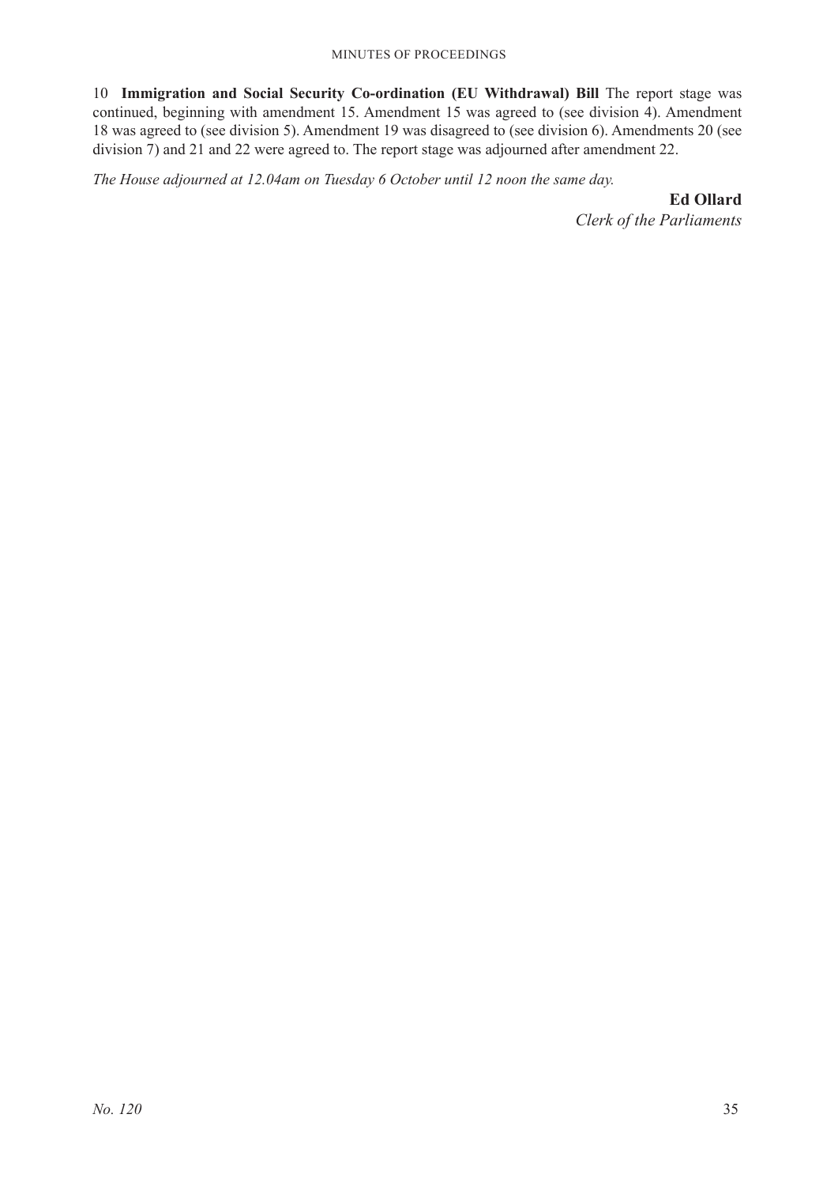10 **Immigration and Social Security Co-ordination (EU Withdrawal) Bill** The report stage was continued, beginning with amendment 15. Amendment 15 was agreed to (see division 4). Amendment 18 was agreed to (see division 5). Amendment 19 was disagreed to (see division 6). Amendments 20 (see division 7) and 21 and 22 were agreed to. The report stage was adjourned after amendment 22.

*The House adjourned at 12.04am on Tuesday 6 October until 12 noon the same day.*

**Ed Ollard**
*Clerk of the Parliaments*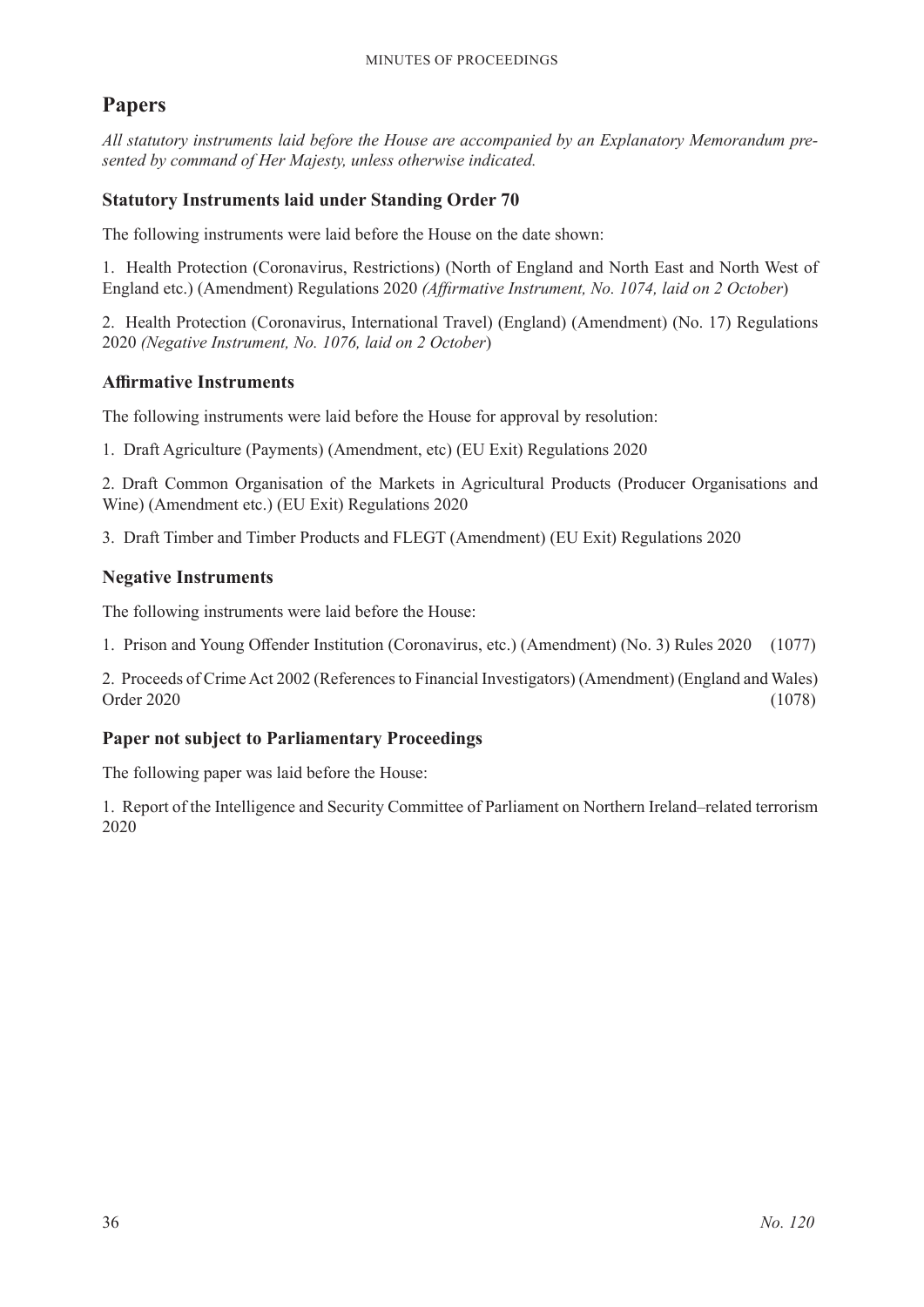## Papers

*All statutory instruments laid before the House are accompanied by an Explanatory Memorandum presented by command of Her Majesty, unless otherwise indicated.*

### Statutory Instruments laid under Standing Order 70

The following instruments were laid before the House on the date shown:

1. Health Protection (Coronavirus, Restrictions) (North of England and North East and North West of England etc.) (Amendment) Regulations 2020 *(Affirmative Instrument, No. 1074, laid on 2 October*)

2. Health Protection (Coronavirus, International Travel) (England) (Amendment) (No. 17) Regulations 2020 *(Negative Instrument, No. 1076, laid on 2 October*)

### Affirmative Instruments

The following instruments were laid before the House for approval by resolution:

1. Draft Agriculture (Payments) (Amendment, etc) (EU Exit) Regulations 2020

2. Draft Common Organisation of the Markets in Agricultural Products (Producer Organisations and Wine) (Amendment etc.) (EU Exit) Regulations 2020

3. Draft Timber and Timber Products and FLEGT (Amendment) (EU Exit) Regulations 2020

### Negative Instruments

The following instruments were laid before the House:

1. Prison and Young Offender Institution (Coronavirus, etc.) (Amendment) (No. 3) Rules 2020 (1077)

2. Proceeds of Crime Act 2002 (References to Financial Investigators) (Amendment) (England and Wales) Order 2020 (1078)

### Paper not subject to Parliamentary Proceedings

The following paper was laid before the House:

1. Report of the Intelligence and Security Committee of Parliament on Northern Ireland–related terrorism 2020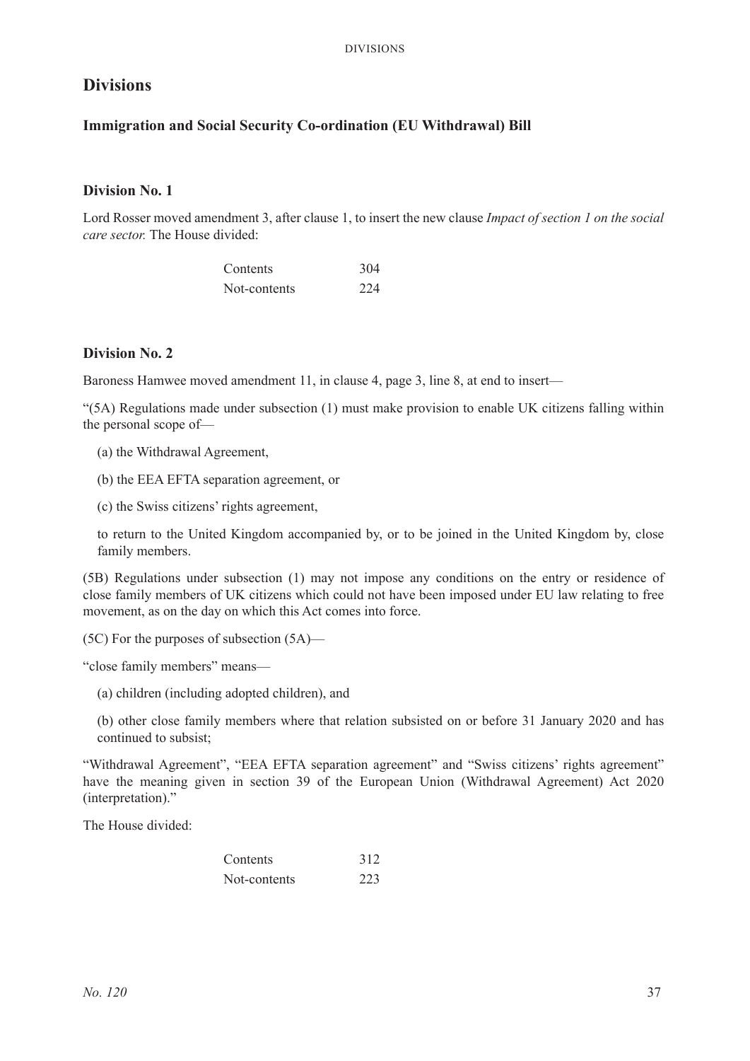# Divisions

## Immigration and Social Security Co-ordination (EU Withdrawal) Bill

### Division No. 1

Lord Rosser moved amendment 3, after clause 1, to insert the new clause *Impact of section 1 on the social care sector.* The House divided:

| | |
|---|---|
| Contents | 304 |
| Not-contents | 224 |

### Division No. 2

Baroness Hamwee moved amendment 11, in clause 4, page 3, line 8, at end to insert—

"(5A) Regulations made under subsection (1) must make provision to enable UK citizens falling within the personal scope of—

(a) the Withdrawal Agreement,

(b) the EEA EFTA separation agreement, or

(c) the Swiss citizens' rights agreement,

to return to the United Kingdom accompanied by, or to be joined in the United Kingdom by, close family members.

(5B) Regulations under subsection (1) may not impose any conditions on the entry or residence of close family members of UK citizens which could not have been imposed under EU law relating to free movement, as on the day on which this Act comes into force.

(5C) For the purposes of subsection (5A)—

"close family members" means—

(a) children (including adopted children), and

(b) other close family members where that relation subsisted on or before 31 January 2020 and has continued to subsist;

"Withdrawal Agreement", "EEA EFTA separation agreement" and "Swiss citizens' rights agreement" have the meaning given in section 39 of the European Union (Withdrawal Agreement) Act 2020 (interpretation)."

The House divided:

| | |
|---|---|
| Contents | 312 |
| Not-contents | 223 |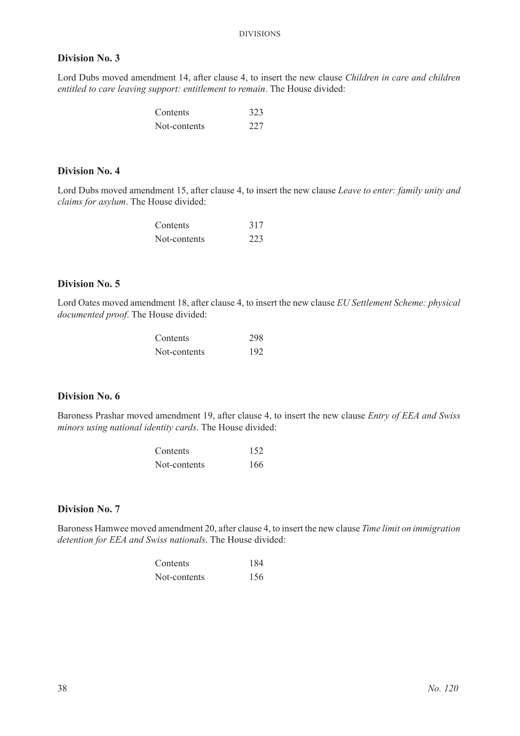### Division No. 3

Lord Dubs moved amendment 14, after clause 4, to insert the new clause *Children in care and children entitled to care leaving support: entitlement to remain*. The House divided:

| | |
|---|---|
| Contents | 323 |
| Not-contents | 227 |

### Division No. 4

Lord Dubs moved amendment 15, after clause 4, to insert the new clause *Leave to enter: family unity and claims for asylum*. The House divided:

| | |
|---|---|
| Contents | 317 |
| Not-contents | 223 |

### Division No. 5

Lord Oates moved amendment 18, after clause 4, to insert the new clause *EU Settlement Scheme: physical documented proof*. The House divided:

| | |
|---|---|
| Contents | 298 |
| Not-contents | 192 |

### Division No. 6

Baroness Prashar moved amendment 19, after clause 4, to insert the new clause *Entry of EEA and Swiss minors using national identity cards*. The House divided:

| | |
|---|---|
| Contents | 152 |
| Not-contents | 166 |

### Division No. 7

Baroness Hamwee moved amendment 20, after clause 4, to insert the new clause *Time limit on immigration detention for EEA and Swiss nationals*. The House divided:

| | |
|---|---|
| Contents | 184 |
| Not-contents | 156 |